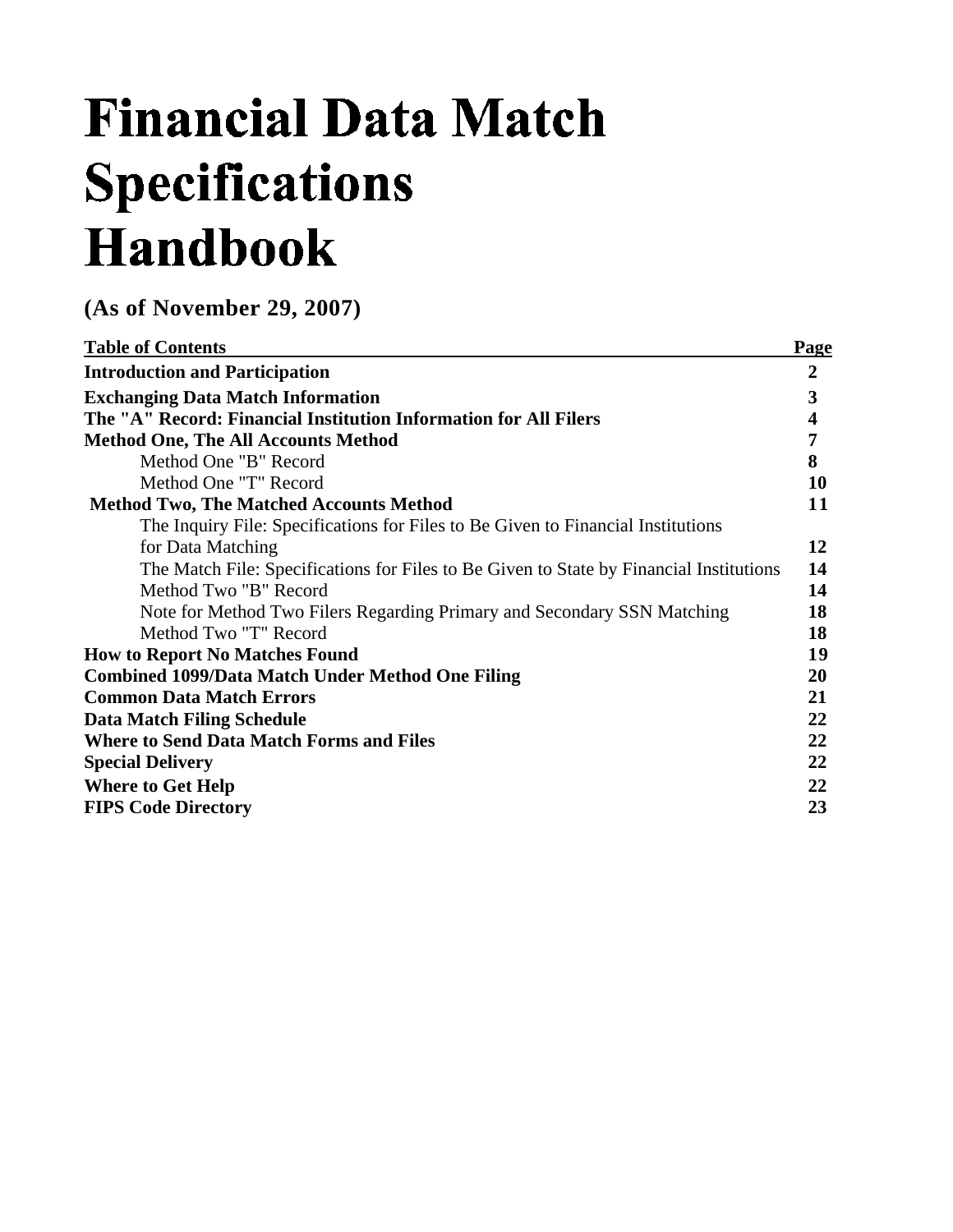# Financial Data Match Specifications Handbook

**(As of November 29, 2007)**

| Table of Contents | Page |
| --- | --- |
| **Introduction and Participation** | **2** |
| **Exchanging Data Match Information** | **3** |
| **The "A" Record: Financial Institution Information for All Filers** | **4** |
| **Method One, The All Accounts Method** | **7** |
| Method One "B" Record | **8** |
| Method One "T" Record | **10** |
| **Method Two, The Matched Accounts Method** | **11** |
| The Inquiry File: Specifications for Files to Be Given to Financial Institutions for Data Matching | **12** |
| The Match File: Specifications for Files to Be Given to State by Financial Institutions | **14** |
| Method Two "B" Record | **14** |
| Note for Method Two Filers Regarding Primary and Secondary SSN Matching | **18** |
| Method Two "T" Record | **18** |
| **How to Report No Matches Found** | **19** |
| **Combined 1099/Data Match Under Method One Filing** | **20** |
| **Common Data Match Errors** | **21** |
| **Data Match Filing Schedule** | **22** |
| **Where to Send Data Match Forms and Files** | **22** |
| **Special Delivery** | **22** |
| **Where to Get Help** | **22** |
| **FIPS Code Directory** | **23** |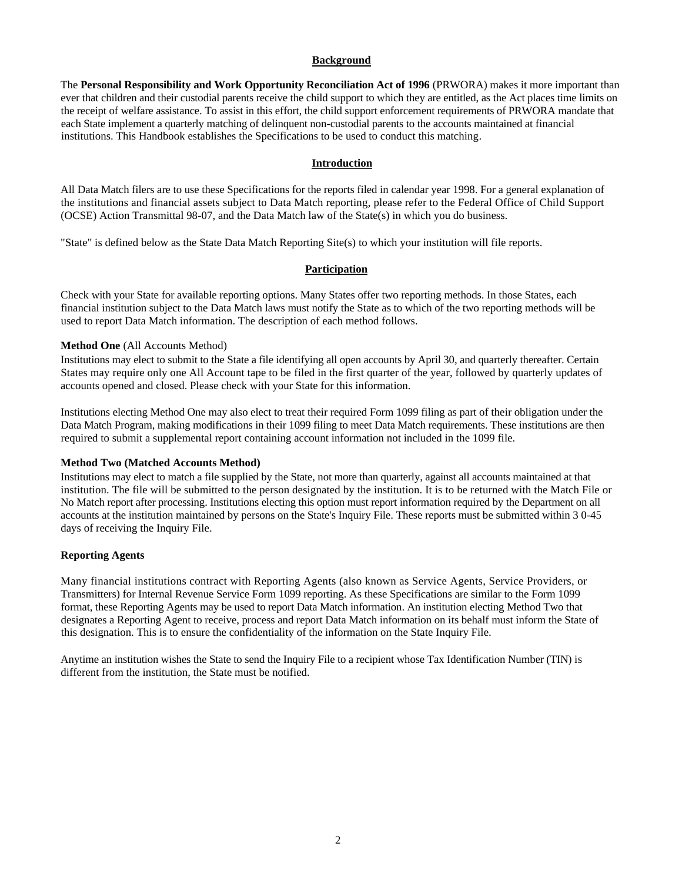## Background

The **Personal Responsibility and Work Opportunity Reconciliation Act of 1996** (PRWORA) makes it more important than ever that children and their custodial parents receive the child support to which they are entitled, as the Act places time limits on the receipt of welfare assistance. To assist in this effort, the child support enforcement requirements of PRWORA mandate that each State implement a quarterly matching of delinquent non-custodial parents to the accounts maintained at financial institutions. This Handbook establishes the Specifications to be used to conduct this matching.

## Introduction

All Data Match filers are to use these Specifications for the reports filed in calendar year 1998. For a general explanation of the institutions and financial assets subject to Data Match reporting, please refer to the Federal Office of Child Support (OCSE) Action Transmittal 98-07, and the Data Match law of the State(s) in which you do business.

"State" is defined below as the State Data Match Reporting Site(s) to which your institution will file reports.

## Participation

Check with your State for available reporting options. Many States offer two reporting methods. In those States, each financial institution subject to the Data Match laws must notify the State as to which of the two reporting methods will be used to report Data Match information. The description of each method follows.

**Method One** (All Accounts Method)

Institutions may elect to submit to the State a file identifying all open accounts by April 30, and quarterly thereafter. Certain States may require only one All Account tape to be filed in the first quarter of the year, followed by quarterly updates of accounts opened and closed. Please check with your State for this information.

Institutions electing Method One may also elect to treat their required Form 1099 filing as part of their obligation under the Data Match Program, making modifications in their 1099 filing to meet Data Match requirements. These institutions are then required to submit a supplemental report containing account information not included in the 1099 file.

**Method Two (Matched Accounts Method)**

Institutions may elect to match a file supplied by the State, not more than quarterly, against all accounts maintained at that institution. The file will be submitted to the person designated by the institution. It is to be returned with the Match File or No Match report after processing. Institutions electing this option must report information required by the Department on all accounts at the institution maintained by persons on the State's Inquiry File. These reports must be submitted within 3 0-45 days of receiving the Inquiry File.

**Reporting Agents**

Many financial institutions contract with Reporting Agents (also known as Service Agents, Service Providers, or Transmitters) for Internal Revenue Service Form 1099 reporting. As these Specifications are similar to the Form 1099 format, these Reporting Agents may be used to report Data Match information. An institution electing Method Two that designates a Reporting Agent to receive, process and report Data Match information on its behalf must inform the State of this designation. This is to ensure the confidentiality of the information on the State Inquiry File.

Anytime an institution wishes the State to send the Inquiry File to a recipient whose Tax Identification Number (TIN) is different from the institution, the State must be notified.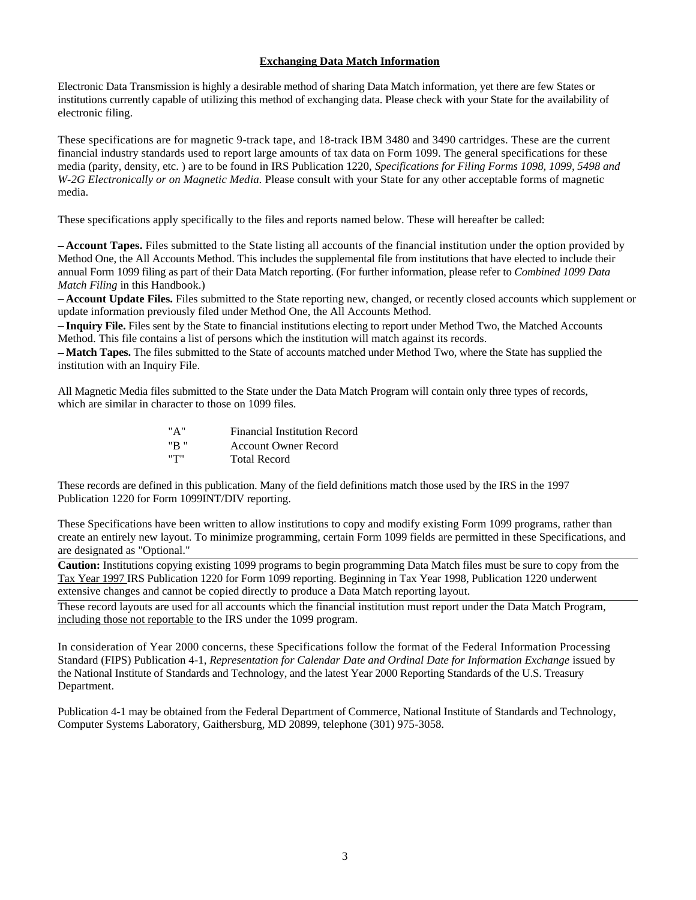## Exchanging Data Match Information

Electronic Data Transmission is highly a desirable method of sharing Data Match information, yet there are few States or institutions currently capable of utilizing this method of exchanging data. Please check with your State for the availability of electronic filing.

These specifications are for magnetic 9-track tape, and 18-track IBM 3480 and 3490 cartridges. These are the current financial industry standards used to report large amounts of tax data on Form 1099. The general specifications for these media (parity, density, etc. ) are to be found in IRS Publication 1220, *Specifications for Filing Forms 1098, 1099, 5498 and W-2G Electronically or on Magnetic Media.* Please consult with your State for any other acceptable forms of magnetic media.

These specifications apply specifically to the files and reports named below. These will hereafter be called:

– **Account Tapes.** Files submitted to the State listing all accounts of the financial institution under the option provided by Method One, the All Accounts Method. This includes the supplemental file from institutions that have elected to include their annual Form 1099 filing as part of their Data Match reporting. (For further information, please refer to *Combined 1099 Data Match Filing* in this Handbook.)
– **Account Update Files.** Files submitted to the State reporting new, changed, or recently closed accounts which supplement or update information previously filed under Method One, the All Accounts Method.
– **Inquiry File.** Files sent by the State to financial institutions electing to report under Method Two, the Matched Accounts Method. This file contains a list of persons which the institution will match against its records.
– **Match Tapes.** The files submitted to the State of accounts matched under Method Two, where the State has supplied the institution with an Inquiry File.

All Magnetic Media files submitted to the State under the Data Match Program will contain only three types of records, which are similar in character to those on 1099 files.

| | |
|---|---|
| "A" | Financial Institution Record |
| "B " | Account Owner Record |
| "T" | Total Record |

These records are defined in this publication. Many of the field definitions match those used by the IRS in the 1997 Publication 1220 for Form 1099INT/DIV reporting.

These Specifications have been written to allow institutions to copy and modify existing Form 1099 programs, rather than create an entirely new layout. To minimize programming, certain Form 1099 fields are permitted in these Specifications, and are designated as "Optional."

**Caution:** Institutions copying existing 1099 programs to begin programming Data Match files must be sure to copy from the Tax Year 1997 IRS Publication 1220 for Form 1099 reporting. Beginning in Tax Year 1998, Publication 1220 underwent extensive changes and cannot be copied directly to produce a Data Match reporting layout.

These record layouts are used for all accounts which the financial institution must report under the Data Match Program, including those not reportable to the IRS under the 1099 program.

In consideration of Year 2000 concerns, these Specifications follow the format of the Federal Information Processing Standard (FIPS) Publication 4-1, *Representation for Calendar Date and Ordinal Date for Information Exchange* issued by the National Institute of Standards and Technology, and the latest Year 2000 Reporting Standards of the U.S. Treasury Department.

Publication 4-1 may be obtained from the Federal Department of Commerce, National Institute of Standards and Technology, Computer Systems Laboratory, Gaithersburg, MD 20899, telephone (301) 975-3058.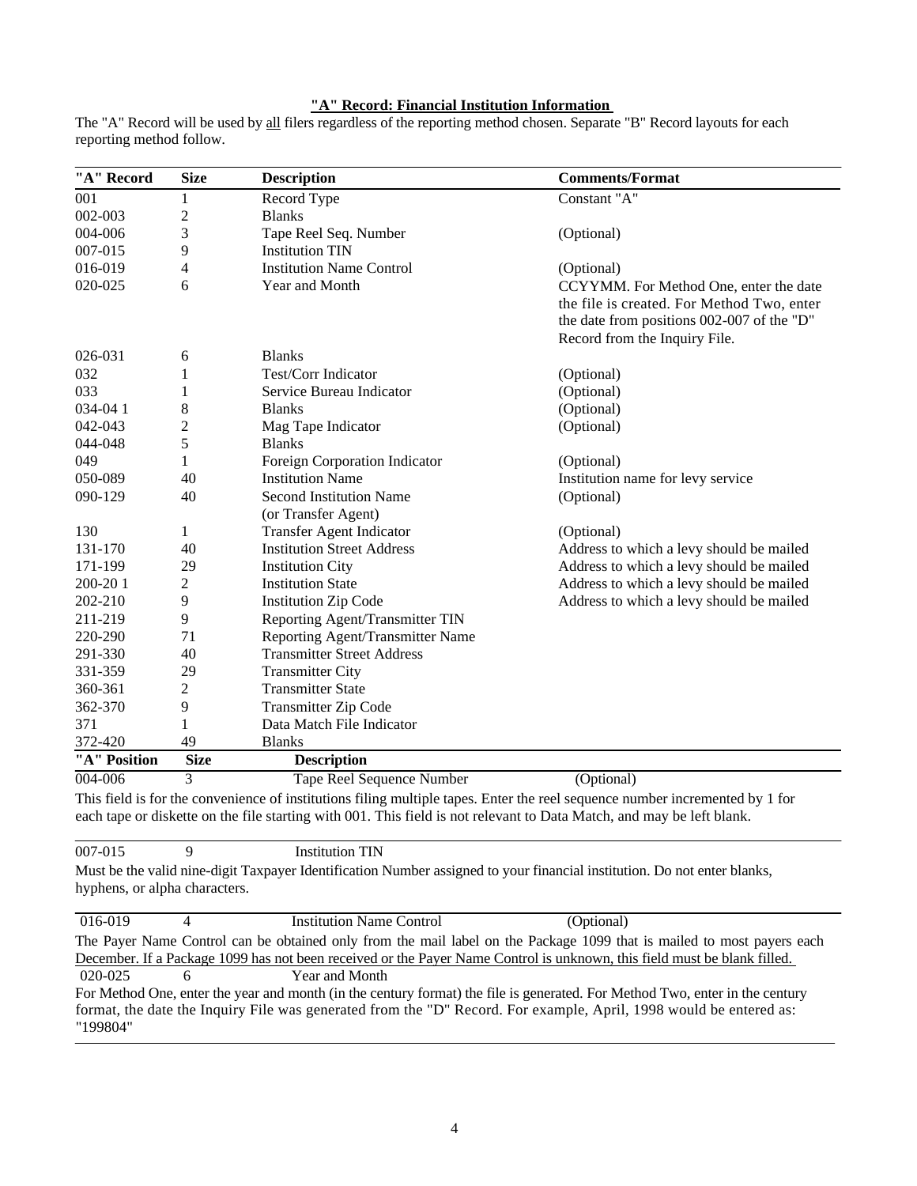## "A" Record: Financial Institution Information

The "A" Record will be used by all filers regardless of the reporting method chosen. Separate "B" Record layouts for each reporting method follow.

| "A" Record | Size | Description | Comments/Format |
|---|---|---|---|
| 001 | 1 | Record Type | Constant "A" |
| 002-003 | 2 | Blanks | |
| 004-006 | 3 | Tape Reel Seq. Number | (Optional) |
| 007-015 | 9 | Institution TIN | |
| 016-019 | 4 | Institution Name Control | (Optional) |
| 020-025 | 6 | Year and Month | CCYYMM. For Method One, enter the date the file is created. For Method Two, enter the date from positions 002-007 of the "D" Record from the Inquiry File. |
| 026-031 | 6 | Blanks | |
| 032 | 1 | Test/Corr Indicator | (Optional) |
| 033 | 1 | Service Bureau Indicator | (Optional) |
| 034-04 1 | 8 | Blanks | (Optional) |
| 042-043 | 2 | Mag Tape Indicator | (Optional) |
| 044-048 | 5 | Blanks | |
| 049 | 1 | Foreign Corporation Indicator | (Optional) |
| 050-089 | 40 | Institution Name | Institution name for levy service |
| 090-129 | 40 | Second Institution Name (or Transfer Agent) | (Optional) |
| 130 | 1 | Transfer Agent Indicator | (Optional) |
| 131-170 | 40 | Institution Street Address | Address to which a levy should be mailed |
| 171-199 | 29 | Institution City | Address to which a levy should be mailed |
| 200-20 1 | 2 | Institution State | Address to which a levy should be mailed |
| 202-210 | 9 | Institution Zip Code | Address to which a levy should be mailed |
| 211-219 | 9 | Reporting Agent/Transmitter TIN | |
| 220-290 | 71 | Reporting Agent/Transmitter Name | |
| 291-330 | 40 | Transmitter Street Address | |
| 331-359 | 29 | Transmitter City | |
| 360-361 | 2 | Transmitter State | |
| 362-370 | 9 | Transmitter Zip Code | |
| 371 | 1 | Data Match File Indicator | |
| 372-420 | 49 | Blanks | |

| "A" Position | Size | Description | |
|---|---|---|---|
| 004-006 | 3 | Tape Reel Sequence Number | (Optional) |

This field is for the convenience of institutions filing multiple tapes. Enter the reel sequence number incremented by 1 for each tape or diskette on the file starting with 001. This field is not relevant to Data Match, and may be left blank.

| | | | |
|---|---|---|---|
| 007-015 | 9 | Institution TIN | |

Must be the valid nine-digit Taxpayer Identification Number assigned to your financial institution. Do not enter blanks, hyphens, or alpha characters.

| | | | |
|---|---|---|---|
| 016-019 | 4 | Institution Name Control | (Optional) |

The Payer Name Control can be obtained only from the mail label on the Package 1099 that is mailed to most payers each December. If a Package 1099 has not been received or the Payer Name Control is unknown, this field must be blank filled.

| | | | |
|---|---|---|---|
| 020-025 | 6 | Year and Month | |

For Method One, enter the year and month (in the century format) the file is generated. For Method Two, enter in the century format, the date the Inquiry File was generated from the "D" Record. For example, April, 1998 would be entered as: "199804"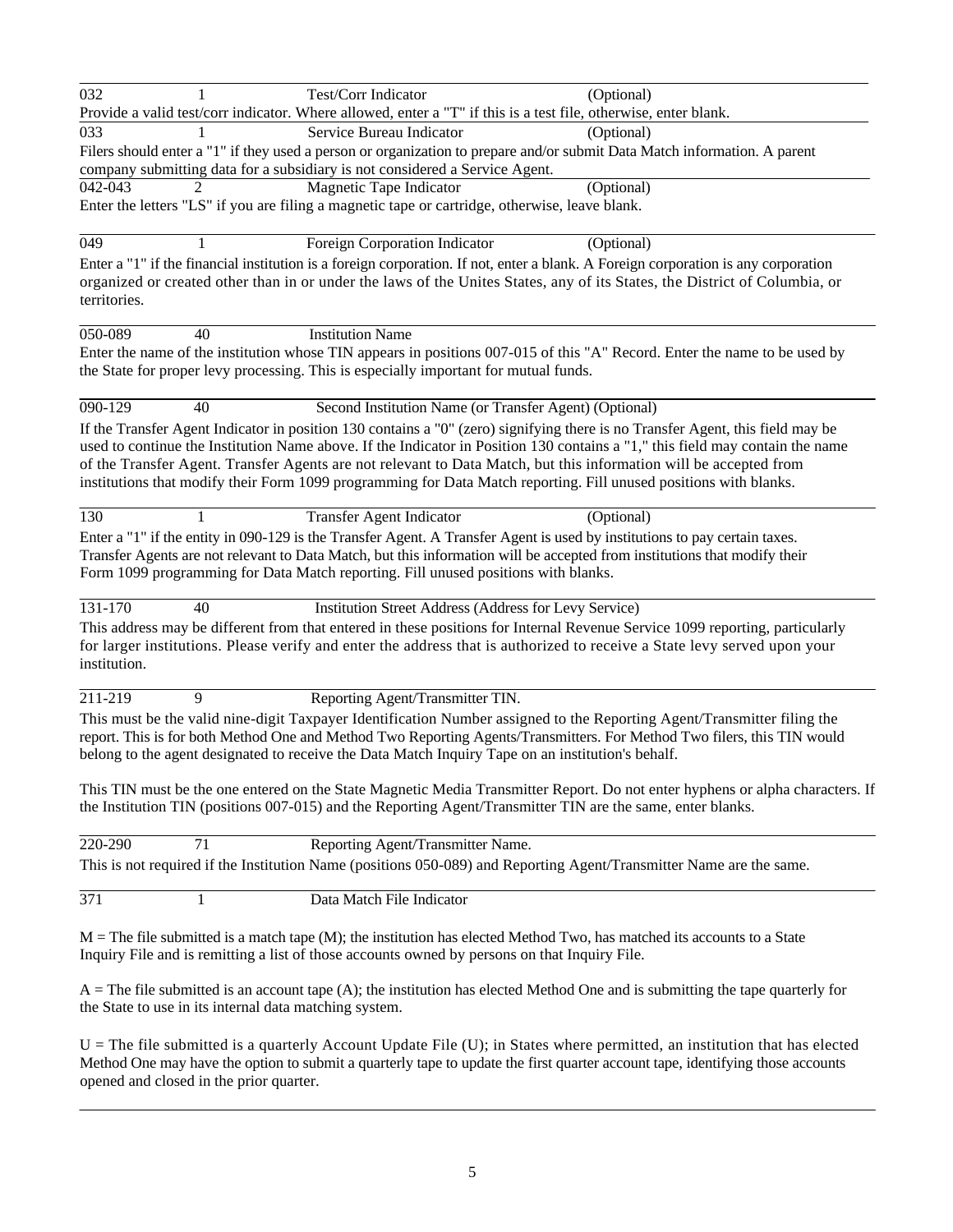| Position | Length | Field | |
|---|---|---|---|
| 032 | 1 | Test/Corr Indicator | (Optional) |

Provide a valid test/corr indicator. Where allowed, enter a "T" if this is a test file, otherwise, enter blank.

| | | | |
|---|---|---|---|
| 033 | 1 | Service Bureau Indicator | (Optional) |

Filers should enter a "1" if they used a person or organization to prepare and/or submit Data Match information. A parent company submitting data for a subsidiary is not considered a Service Agent.

| | | | |
|---|---|---|---|
| 042-043 | 2 | Magnetic Tape Indicator | (Optional) |

Enter the letters "LS" if you are filing a magnetic tape or cartridge, otherwise, leave blank.

| | | | |
|---|---|---|---|
| 049 | 1 | Foreign Corporation Indicator | (Optional) |

Enter a "1" if the financial institution is a foreign corporation. If not, enter a blank. A Foreign corporation is any corporation organized or created other than in or under the laws of the Unites States, any of its States, the District of Columbia, or territories.

| | | |
|---|---|---|
| 050-089 | 40 | Institution Name |

Enter the name of the institution whose TIN appears in positions 007-015 of this "A" Record. Enter the name to be used by the State for proper levy processing. This is especially important for mutual funds.

| | | |
|---|---|---|
| 090-129 | 40 | Second Institution Name (or Transfer Agent) (Optional) |

If the Transfer Agent Indicator in position 130 contains a "0" (zero) signifying there is no Transfer Agent, this field may be used to continue the Institution Name above. If the Indicator in Position 130 contains a "1," this field may contain the name of the Transfer Agent. Transfer Agents are not relevant to Data Match, but this information will be accepted from institutions that modify their Form 1099 programming for Data Match reporting. Fill unused positions with blanks.

| | | | |
|---|---|---|---|
| 130 | 1 | Transfer Agent Indicator | (Optional) |

Enter a "1" if the entity in 090-129 is the Transfer Agent. A Transfer Agent is used by institutions to pay certain taxes. Transfer Agents are not relevant to Data Match, but this information will be accepted from institutions that modify their Form 1099 programming for Data Match reporting. Fill unused positions with blanks.

| | | |
|---|---|---|
| 131-170 | 40 | Institution Street Address (Address for Levy Service) |

This address may be different from that entered in these positions for Internal Revenue Service 1099 reporting, particularly for larger institutions. Please verify and enter the address that is authorized to receive a State levy served upon your institution.

| | | |
|---|---|---|
| 211-219 | 9 | Reporting Agent/Transmitter TIN. |

This must be the valid nine-digit Taxpayer Identification Number assigned to the Reporting Agent/Transmitter filing the report. This is for both Method One and Method Two Reporting Agents/Transmitters. For Method Two filers, this TIN would belong to the agent designated to receive the Data Match Inquiry Tape on an institution's behalf.

This TIN must be the one entered on the State Magnetic Media Transmitter Report. Do not enter hyphens or alpha characters. If the Institution TIN (positions 007-015) and the Reporting Agent/Transmitter TIN are the same, enter blanks.

| | | |
|---|---|---|
| 220-290 | 71 | Reporting Agent/Transmitter Name. |

This is not required if the Institution Name (positions 050-089) and Reporting Agent/Transmitter Name are the same.

| | | |
|---|---|---|
| 371 | 1 | Data Match File Indicator |

M = The file submitted is a match tape (M); the institution has elected Method Two, has matched its accounts to a State Inquiry File and is remitting a list of those accounts owned by persons on that Inquiry File.

A = The file submitted is an account tape (A); the institution has elected Method One and is submitting the tape quarterly for the State to use in its internal data matching system.

U = The file submitted is a quarterly Account Update File (U); in States where permitted, an institution that has elected Method One may have the option to submit a quarterly tape to update the first quarter account tape, identifying those accounts opened and closed in the prior quarter.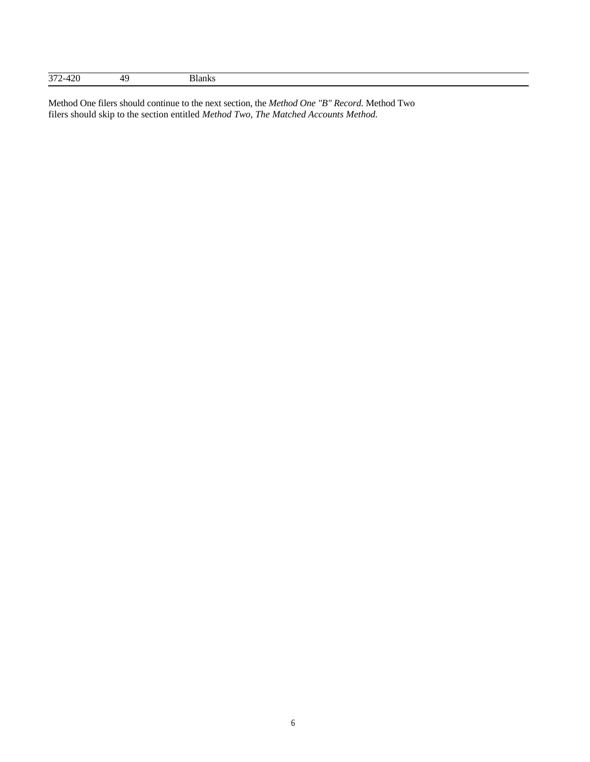| | | |
|---|---|---|
| 372-420 | 49 | Blanks |

Method One filers should continue to the next section, the *Method One "B" Record.* Method Two filers should skip to the section entitled *Method Two, The Matched Accounts Method.*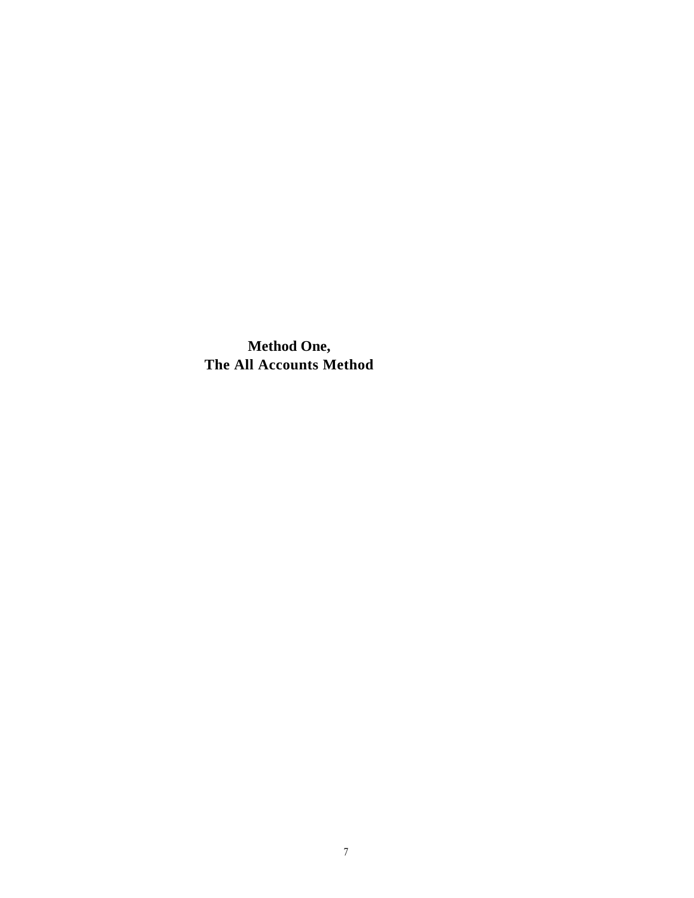# Method One,
# The All Accounts Method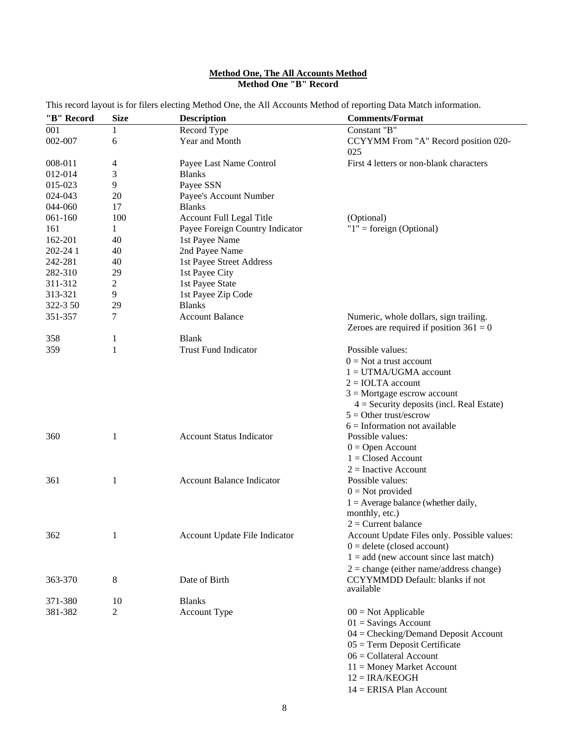**Method One, The All Accounts Method**
**Method One "B" Record**

This record layout is for filers electing Method One, the All Accounts Method of reporting Data Match information.

| "B" Record | Size | Description | Comments/Format |
|---|---|---|---|
| 001 | 1 | Record Type | Constant "B" |
| 002-007 | 6 | Year and Month | CCYYMM From "A" Record position 020-025 |
| 008-011 | 4 | Payee Last Name Control | First 4 letters or non-blank characters |
| 012-014 | 3 | Blanks | |
| 015-023 | 9 | Payee SSN | |
| 024-043 | 20 | Payee's Account Number | |
| 044-060 | 17 | Blanks | |
| 061-160 | 100 | Account Full Legal Title | (Optional) |
| 161 | 1 | Payee Foreign Country Indicator | "1" = foreign (Optional) |
| 162-201 | 40 | 1st Payee Name | |
| 202-24 1 | 40 | 2nd Payee Name | |
| 242-281 | 40 | 1st Payee Street Address | |
| 282-310 | 29 | 1st Payee City | |
| 311-312 | 2 | 1st Payee State | |
| 313-321 | 9 | 1st Payee Zip Code | |
| 322-3 50 | 29 | Blanks | |
| 351-357 | 7 | Account Balance | Numeric, whole dollars, sign trailing. Zeroes are required if position 361 = 0 |
| 358 | 1 | Blank | |
| 359 | 1 | Trust Fund Indicator | Possible values:<br>0 = Not a trust account<br>1 = UTMA/UGMA account<br>2 = IOLTA account<br>3 = Mortgage escrow account<br>4 = Security deposits (incl. Real Estate)<br>5 = Other trust/escrow<br>6 = Information not available |
| 360 | 1 | Account Status Indicator | Possible values:<br>0 = Open Account<br>1 = Closed Account<br>2 = Inactive Account |
| 361 | 1 | Account Balance Indicator | Possible values:<br>0 = Not provided<br>1 = Average balance (whether daily, monthly, etc.)<br>2 = Current balance |
| 362 | 1 | Account Update File Indicator | Account Update Files only. Possible values:<br>0 = delete (closed account)<br>1 = add (new account since last match)<br>2 = change (either name/address change) |
| 363-370 | 8 | Date of Birth | CCYYMMDD Default: blanks if not available |
| 371-380 | 10 | Blanks | |
| 381-382 | 2 | Account Type | 00 = Not Applicable<br>01 = Savings Account<br>04 = Checking/Demand Deposit Account<br>05 = Term Deposit Certificate<br>06 = Collateral Account<br>11 = Money Market Account<br>12 = IRA/KEOGH<br>14 = ERISA Plan Account |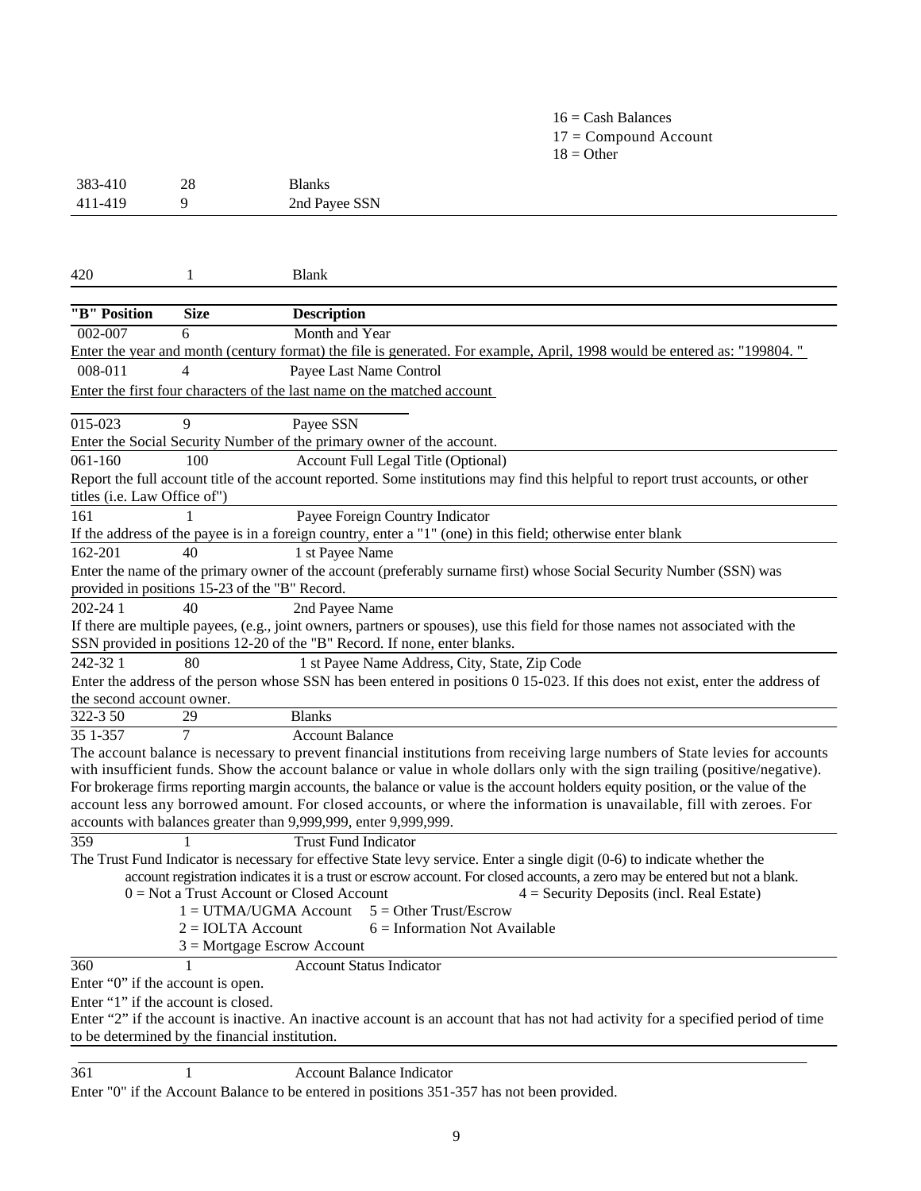16 = Cash Balances
17 = Compound Account
18 = Other

| | | |
|---|---|---|
| 383-410 | 28 | Blanks |
| 411-419 | 9 | 2nd Payee SSN |
| 420 | 1 | Blank |

| "B" Position | Size | Description |
|---|---|---|
| 002-007 | 6 | Month and Year |

Enter the year and month (century format) the file is generated. For example, April, 1998 would be entered as: "199804. "

| | | |
|---|---|---|
| 008-011 | 4 | Payee Last Name Control |

Enter the first four characters of the last name on the matched account

| | | |
|---|---|---|
| 015-023 | 9 | Payee SSN |

Enter the Social Security Number of the primary owner of the account.

| | | |
|---|---|---|
| 061-160 | 100 | Account Full Legal Title (Optional) |

Report the full account title of the account reported. Some institutions may find this helpful to report trust accounts, or other titles (i.e. Law Office of")

| | | |
|---|---|---|
| 161 | 1 | Payee Foreign Country Indicator |

If the address of the payee is in a foreign country, enter a "1" (one) in this field; otherwise enter blank

| | | |
|---|---|---|
| 162-201 | 40 | 1 st Payee Name |

Enter the name of the primary owner of the account (preferably surname first) whose Social Security Number (SSN) was provided in positions 15-23 of the "B" Record.

| | | |
|---|---|---|
| 202-24 1 | 40 | 2nd Payee Name |

If there are multiple payees, (e.g., joint owners, partners or spouses), use this field for those names not associated with the SSN provided in positions 12-20 of the "B" Record. If none, enter blanks.

| | | |
|---|---|---|
| 242-32 1 | 80 | 1 st Payee Name Address, City, State, Zip Code |

Enter the address of the person whose SSN has been entered in positions 0 15-023. If this does not exist, enter the address of the second account owner.

| | | |
|---|---|---|
| 322-3 50 | 29 | Blanks |
| 35 1-357 | 7 | Account Balance |

The account balance is necessary to prevent financial institutions from receiving large numbers of State levies for accounts with insufficient funds. Show the account balance or value in whole dollars only with the sign trailing (positive/negative). For brokerage firms reporting margin accounts, the balance or value is the account holders equity position, or the value of the account less any borrowed amount. For closed accounts, or where the information is unavailable, fill with zeroes. For accounts with balances greater than 9,999,999, enter 9,999,999.

| | | |
|---|---|---|
| 359 | 1 | Trust Fund Indicator |

The Trust Fund Indicator is necessary for effective State levy service. Enter a single digit (0-6) to indicate whether the account registration indicates it is a trust or escrow account. For closed accounts, a zero may be entered but not a blank.

0 = Not a Trust Account or Closed Account
1 = UTMA/UGMA Account
2 = IOLTA Account
3 = Mortgage Escrow Account
4 = Security Deposits (incl. Real Estate)
5 = Other Trust/Escrow
6 = Information Not Available

| | | |
|---|---|---|
| 360 | 1 | Account Status Indicator |

Enter "0" if the account is open.

Enter "1" if the account is closed.

Enter "2" if the account is inactive. An inactive account is an account that has not had activity for a specified period of time to be determined by the financial institution.

| | | |
|---|---|---|
| 361 | 1 | Account Balance Indicator |

Enter "0" if the Account Balance to be entered in positions 351-357 has not been provided.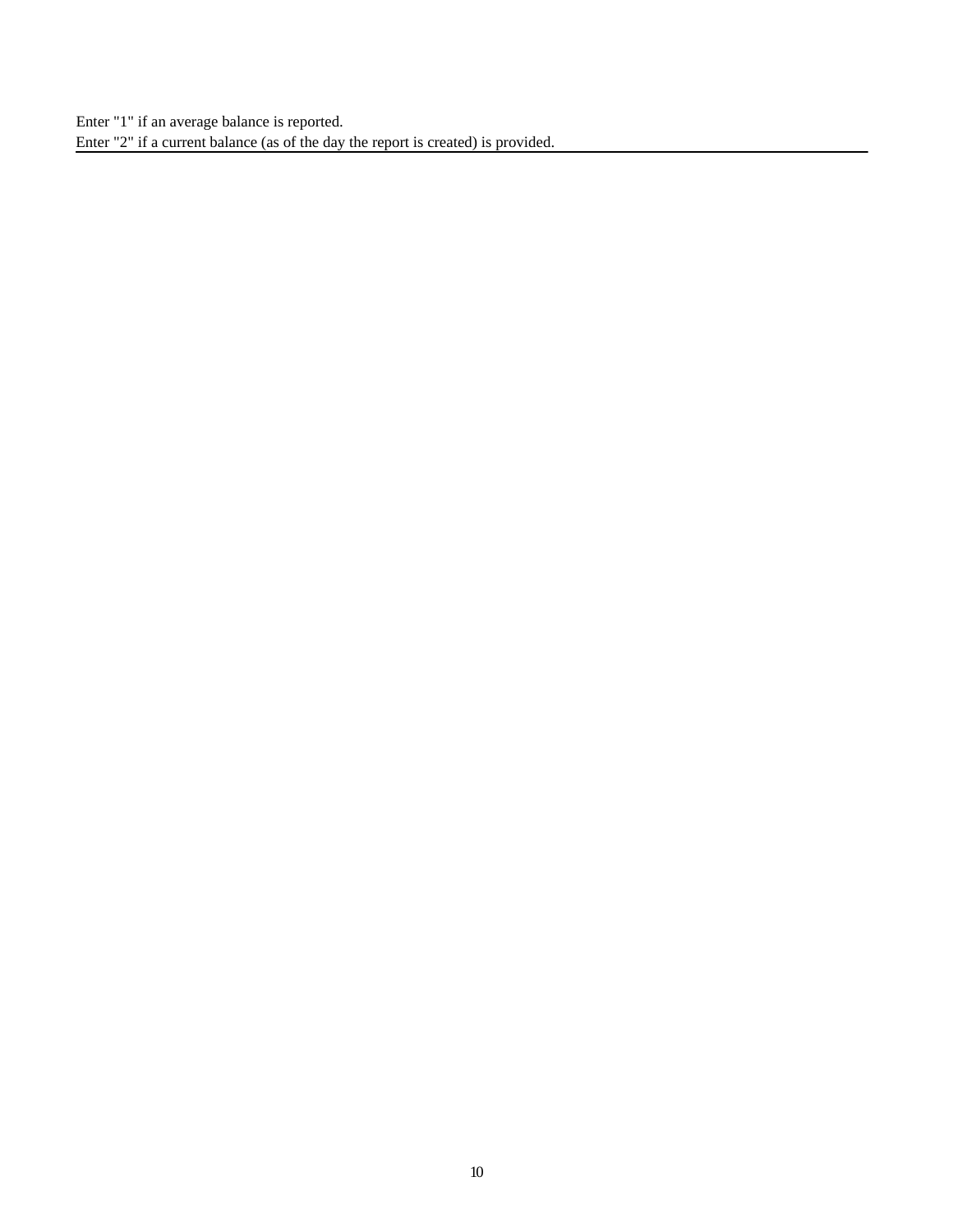Enter "1" if an average balance is reported.
Enter "2" if a current balance (as of the day the report is created) is provided.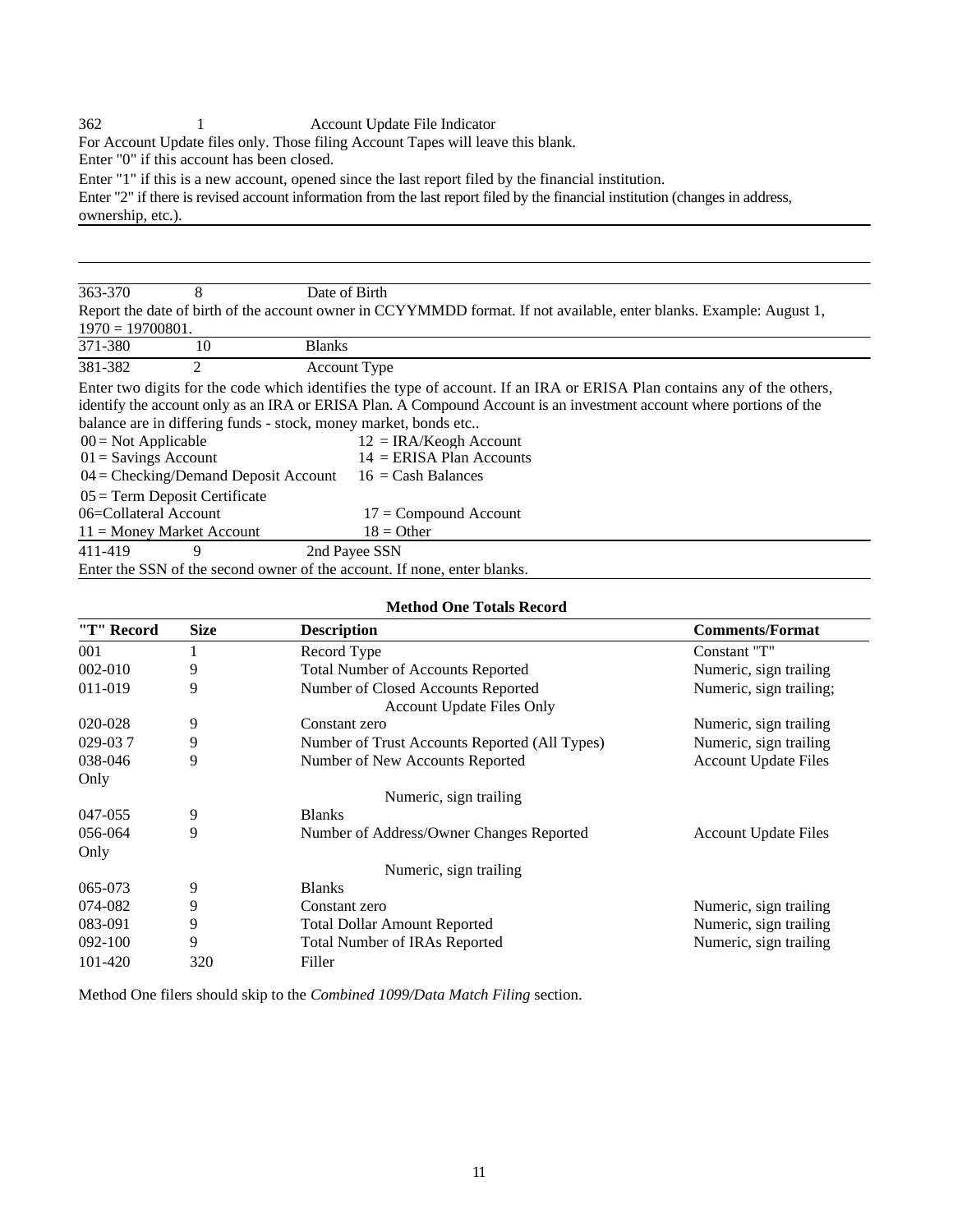362 | 1 | Account Update File Indicator

For Account Update files only. Those filing Account Tapes will leave this blank.
Enter "0" if this account has been closed.
Enter "1" if this is a new account, opened since the last report filed by the financial institution.
Enter "2" if there is revised account information from the last report filed by the financial institution (changes in address, ownership, etc.).

---

363-370 | 8 | Date of Birth

Report the date of birth of the account owner in CCYYMMDD format. If not available, enter blanks. Example: August 1, 1970 = 19700801.

371-380 | 10 | Blanks

381-382 | 2 | Account Type

Enter two digits for the code which identifies the type of account. If an IRA or ERISA Plan contains any of the others, identify the account only as an IRA or ERISA Plan. A Compound Account is an investment account where portions of the balance are in differing funds - stock, money market, bonds etc..

| | |
|---|---|
| 00 = Not Applicable | 12 = IRA/Keogh Account |
| 01 = Savings Account | 14 = ERISA Plan Accounts |
| 04 = Checking/Demand Deposit Account | 16 = Cash Balances |
| 05 = Term Deposit Certificate | |
| 06=Collateral Account | 17 = Compound Account |
| 11 = Money Market Account | 18 = Other |

411-419 | 9 | 2nd Payee SSN

Enter the SSN of the second owner of the account. If none, enter blanks.

**Method One Totals Record**

| "T" Record | Size | Description | Comments/Format |
|---|---|---|---|
| 001 | 1 | Record Type | Constant "T" |
| 002-010 | 9 | Total Number of Accounts Reported | Numeric, sign trailing |
| 011-019 | 9 | Number of Closed Accounts Reported Account Update Files Only | Numeric, sign trailing; |
| 020-028 | 9 | Constant zero | Numeric, sign trailing |
| 029-03 7 | 9 | Number of Trust Accounts Reported (All Types) | Numeric, sign trailing |
| 038-046 | 9 | Number of New Accounts Reported | Account Update Files Only Numeric, sign trailing |
| 047-055 | 9 | Blanks | |
| 056-064 | 9 | Number of Address/Owner Changes Reported | Account Update Files Only Numeric, sign trailing |
| 065-073 | 9 | Blanks | |
| 074-082 | 9 | Constant zero | Numeric, sign trailing |
| 083-091 | 9 | Total Dollar Amount Reported | Numeric, sign trailing |
| 092-100 | 9 | Total Number of IRAs Reported | Numeric, sign trailing |
| 101-420 | 320 | Filler | |

Method One filers should skip to the *Combined 1099/Data Match Filing* section.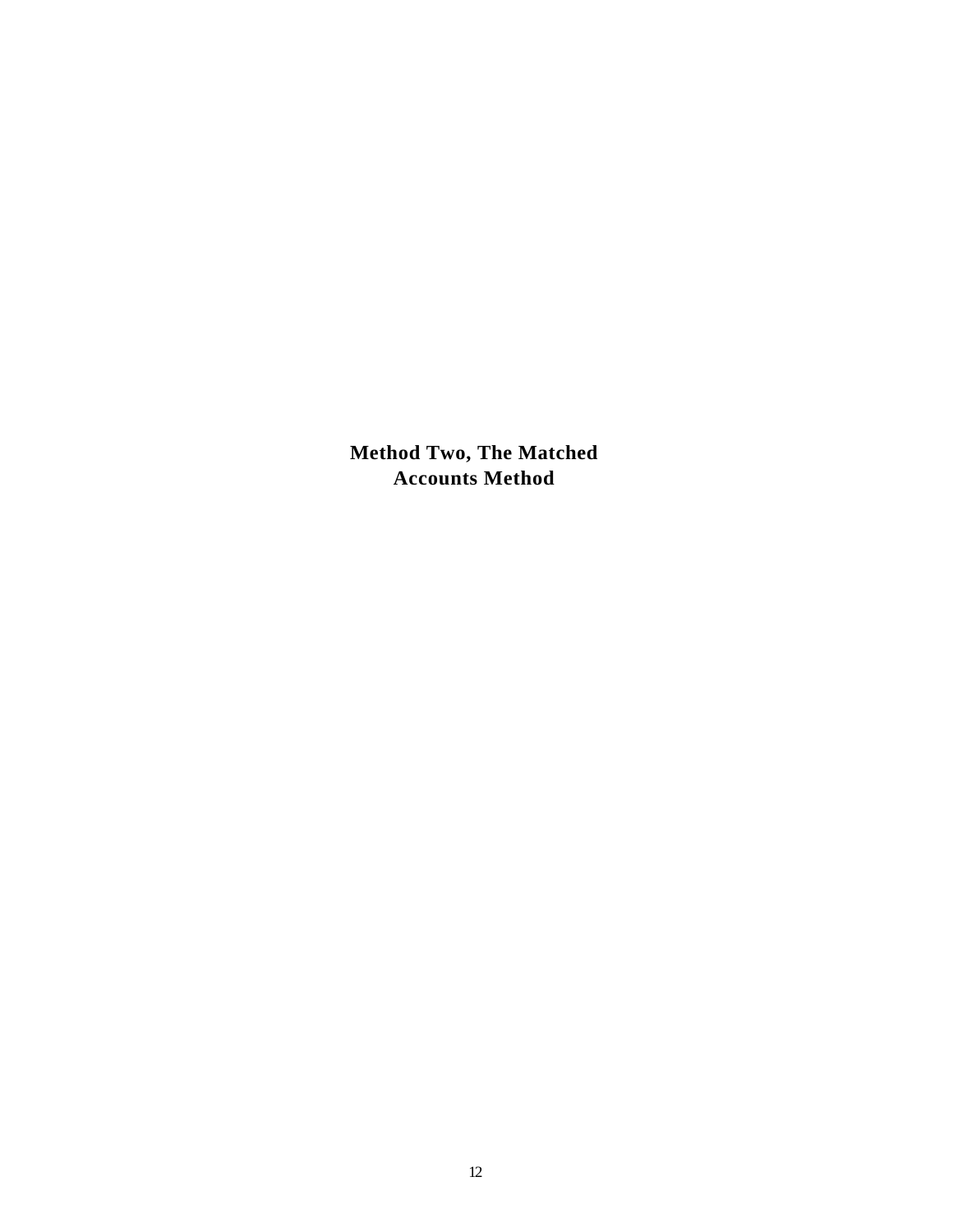# Method Two, The Matched Accounts Method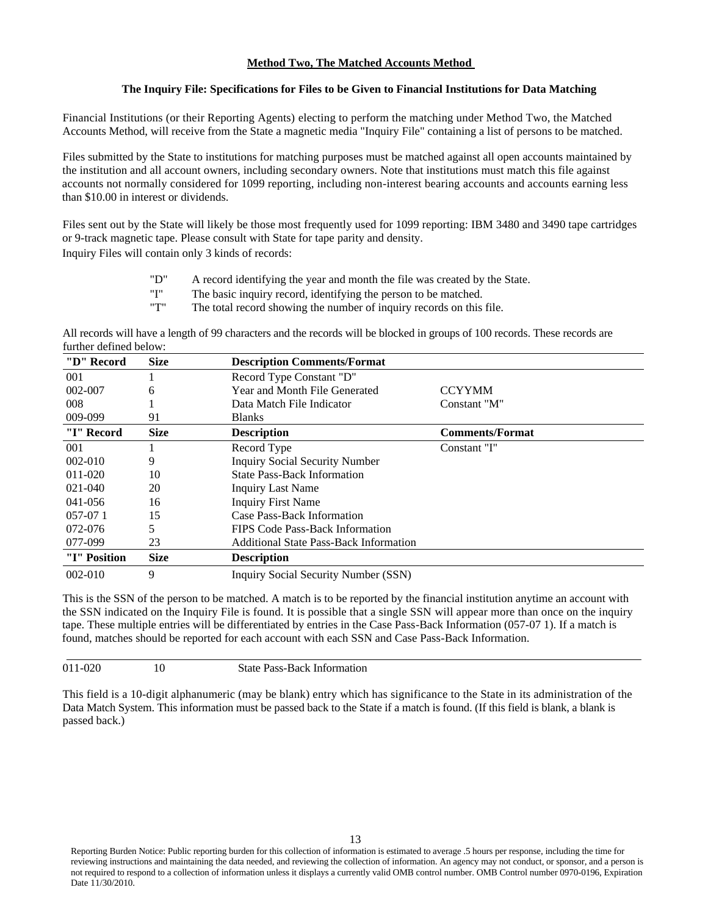**Method Two, The Matched Accounts Method**

**The Inquiry File: Specifications for Files to be Given to Financial Institutions for Data Matching**

Financial Institutions (or their Reporting Agents) electing to perform the matching under Method Two, the Matched Accounts Method, will receive from the State a magnetic media "Inquiry File" containing a list of persons to be matched.

Files submitted by the State to institutions for matching purposes must be matched against all open accounts maintained by the institution and all account owners, including secondary owners. Note that institutions must match this file against accounts not normally considered for 1099 reporting, including non-interest bearing accounts and accounts earning less than $10.00 in interest or dividends.

Files sent out by the State will likely be those most frequently used for 1099 reporting: IBM 3480 and 3490 tape cartridges or 9-track magnetic tape. Please consult with State for tape parity and density.

Inquiry Files will contain only 3 kinds of records:

- "D" A record identifying the year and month the file was created by the State.
- "I" The basic inquiry record, identifying the person to be matched.
- "T" The total record showing the number of inquiry records on this file.

All records will have a length of 99 characters and the records will be blocked in groups of 100 records. These records are further defined below:

| "D" Record | Size | Description Comments/Format | |
|---|---|---|---|
| 001 | 1 | Record Type Constant "D" | |
| 002-007 | 6 | Year and Month File Generated | CCYYMM |
| 008 | 1 | Data Match File Indicator | Constant "M" |
| 009-099 | 91 | Blanks | |

| "I" Record | Size | Description | Comments/Format |
|---|---|---|---|
| 001 | 1 | Record Type | Constant "I" |
| 002-010 | 9 | Inquiry Social Security Number | |
| 011-020 | 10 | State Pass-Back Information | |
| 021-040 | 20 | Inquiry Last Name | |
| 041-056 | 16 | Inquiry First Name | |
| 057-07 1 | 15 | Case Pass-Back Information | |
| 072-076 | 5 | FIPS Code Pass-Back Information | |
| 077-099 | 23 | Additional State Pass-Back Information | |

| "I" Position | Size | Description |
|---|---|---|
| 002-010 | 9 | Inquiry Social Security Number (SSN) |

This is the SSN of the person to be matched. A match is to be reported by the financial institution anytime an account with the SSN indicated on the Inquiry File is found. It is possible that a single SSN will appear more than once on the inquiry tape. These multiple entries will be differentiated by entries in the Case Pass-Back Information (057-07 1). If a match is found, matches should be reported for each account with each SSN and Case Pass-Back Information.

| | | |
|---|---|---|
| 011-020 | 10 | State Pass-Back Information |

This field is a 10-digit alphanumeric (may be blank) entry which has significance to the State in its administration of the Data Match System. This information must be passed back to the State if a match is found. (If this field is blank, a blank is passed back.)

Reporting Burden Notice: Public reporting burden for this collection of information is estimated to average .5 hours per response, including the time for reviewing instructions and maintaining the data needed, and reviewing the collection of information. An agency may not conduct, or sponsor, and a person is not required to respond to a collection of information unless it displays a currently valid OMB control number. OMB Control number 0970-0196, Expiration Date 11/30/2010.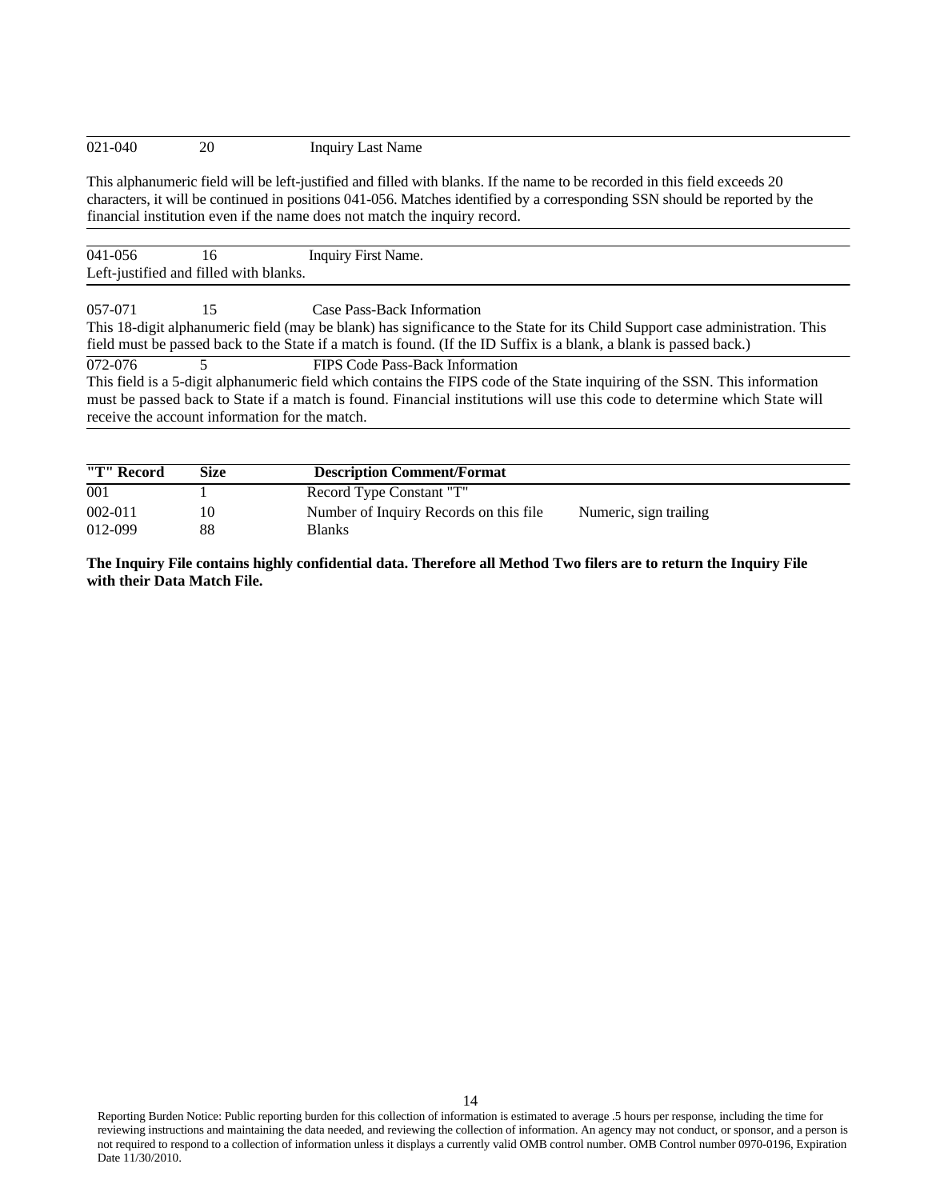| | | |
|---|---|---|
| 021-040 | 20 | Inquiry Last Name |

This alphanumeric field will be left-justified and filled with blanks. If the name to be recorded in this field exceeds 20 characters, it will be continued in positions 041-056. Matches identified by a corresponding SSN should be reported by the financial institution even if the name does not match the inquiry record.

| | | |
|---|---|---|
| 041-056 | 16 | Inquiry First Name. |

Left-justified and filled with blanks.

| | | |
|---|---|---|
| 057-071 | 15 | Case Pass-Back Information |

This 18-digit alphanumeric field (may be blank) has significance to the State for its Child Support case administration. This field must be passed back to the State if a match is found. (If the ID Suffix is a blank, a blank is passed back.)

| | | |
|---|---|---|
| 072-076 | 5 | FIPS Code Pass-Back Information |

This field is a 5-digit alphanumeric field which contains the FIPS code of the State inquiring of the SSN. This information must be passed back to State if a match is found. Financial institutions will use this code to determine which State will receive the account information for the match.

| "T" Record | Size | Description Comment/Format | |
|---|---|---|---|
| 001 | 1 | Record Type Constant "T" | |
| 002-011 | 10 | Number of Inquiry Records on this file | Numeric, sign trailing |
| 012-099 | 88 | Blanks | |

**The Inquiry File contains highly confidential data. Therefore all Method Two filers are to return the Inquiry File with their Data Match File.**

Reporting Burden Notice: Public reporting burden for this collection of information is estimated to average .5 hours per response, including the time for reviewing instructions and maintaining the data needed, and reviewing the collection of information. An agency may not conduct, or sponsor, and a person is not required to respond to a collection of information unless it displays a currently valid OMB control number. OMB Control number 0970-0196, Expiration Date 11/30/2010.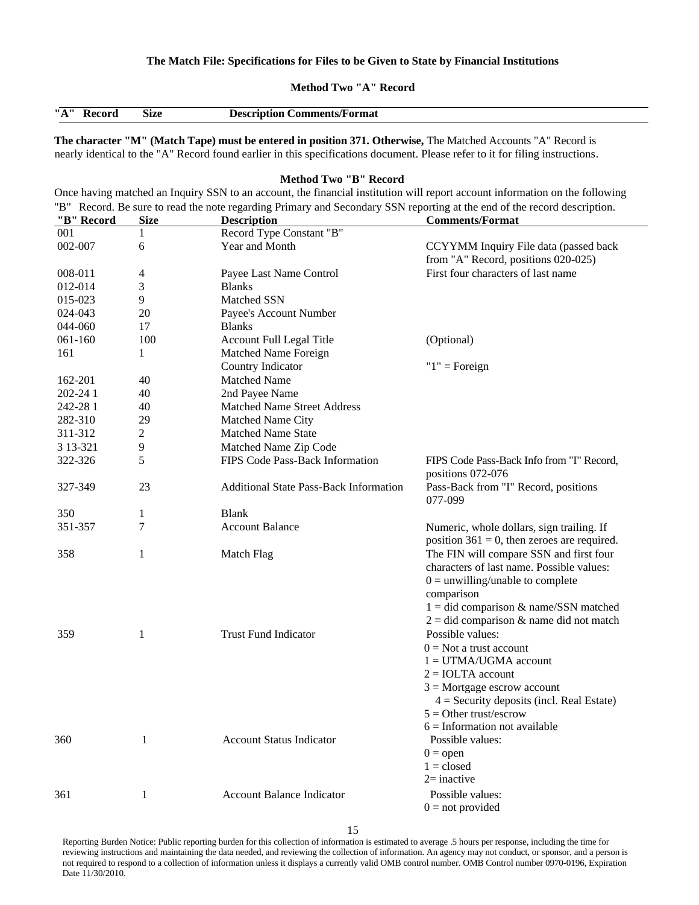**The Match File: Specifications for Files to be Given to State by Financial Institutions**

**Method Two "A" Record**

| "A" Record | Size | Description Comments/Format |
|---|---|---|

**The character "M" (Match Tape) must be entered in position 371. Otherwise,** The Matched Accounts "A" Record is nearly identical to the "A" Record found earlier in this specifications document. Please refer to it for filing instructions.

**Method Two "B" Record**

Once having matched an Inquiry SSN to an account, the financial institution will report account information on the following "B" Record. Be sure to read the note regarding Primary and Secondary SSN reporting at the end of the record description.

| "B" Record | Size | Description | Comments/Format |
|---|---|---|---|
| 001 | 1 | Record Type Constant "B" | |
| 002-007 | 6 | Year and Month | CCYYMM Inquiry File data (passed back from "A" Record, positions 020-025) |
| 008-011 | 4 | Payee Last Name Control | First four characters of last name |
| 012-014 | 3 | Blanks | |
| 015-023 | 9 | Matched SSN | |
| 024-043 | 20 | Payee's Account Number | |
| 044-060 | 17 | Blanks | |
| 061-160 | 100 | Account Full Legal Title | (Optional) |
| 161 | 1 | Matched Name Foreign Country Indicator | "1" = Foreign |
| 162-201 | 40 | Matched Name | |
| 202-24 1 | 40 | 2nd Payee Name | |
| 242-28 1 | 40 | Matched Name Street Address | |
| 282-310 | 29 | Matched Name City | |
| 311-312 | 2 | Matched Name State | |
| 3 13-321 | 9 | Matched Name Zip Code | |
| 322-326 | 5 | FIPS Code Pass-Back Information | FIPS Code Pass-Back Info from "I" Record, positions 072-076 |
| 327-349 | 23 | Additional State Pass-Back Information | Pass-Back from "I" Record, positions 077-099 |
| 350 | 1 | Blank | |
| 351-357 | 7 | Account Balance | Numeric, whole dollars, sign trailing. If position 361 = 0, then zeroes are required. |
| 358 | 1 | Match Flag | The FIN will compare SSN and first four characters of last name. Possible values:<br>0 = unwilling/unable to complete comparison<br>1 = did comparison & name/SSN matched<br>2 = did comparison & name did not match |
| 359 | 1 | Trust Fund Indicator | Possible values:<br>0 = Not a trust account<br>1 = UTMA/UGMA account<br>2 = IOLTA account<br>3 = Mortgage escrow account<br>4 = Security deposits (incl. Real Estate)<br>5 = Other trust/escrow<br>6 = Information not available |
| 360 | 1 | Account Status Indicator | Possible values:<br>0 = open<br>1 = closed<br>2= inactive |
| 361 | 1 | Account Balance Indicator | Possible values:<br>0 = not provided |

Reporting Burden Notice: Public reporting burden for this collection of information is estimated to average .5 hours per response, including the time for reviewing instructions and maintaining the data needed, and reviewing the collection of information. An agency may not conduct, or sponsor, and a person is not required to respond to a collection of information unless it displays a currently valid OMB control number. OMB Control number 0970-0196, Expiration Date 11/30/2010.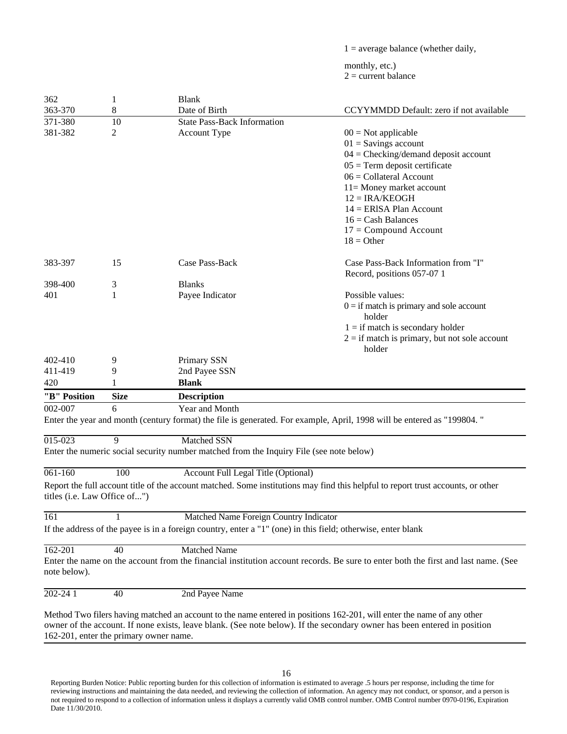| | | | 1 = average balance (whether daily, monthly, etc.)<br>2 = current balance |
|---|---|---|---|
| 362 | 1 | Blank | |
| 363-370 | 8 | Date of Birth | CCYYMMDD Default: zero if not available |
| 371-380 | 10 | State Pass-Back Information | |
| 381-382 | 2 | Account Type | 00 = Not applicable<br>01 = Savings account<br>04 = Checking/demand deposit account<br>05 = Term deposit certificate<br>06 = Collateral Account<br>11= Money market account<br>12 = IRA/KEOGH<br>14 = ERlSA Plan Account<br>16 = Cash Balances<br>17 = Compound Account<br>18 = Other |
| 383-397 | 15 | Case Pass-Back | Case Pass-Back Information from "I" Record, positions 057-07 1 |
| 398-400 | 3 | Blanks | |
| 401 | 1 | Payee Indicator | Possible values:<br>0 = if match is primary and sole account holder<br>1 = if match is secondary holder<br>2 = if match is primary, but not sole account holder |
| 402-410 | 9 | Primary SSN | |
| 411-419 | 9 | 2nd Payee SSN | |
| 420 | 1 | **Blank** | |

| **"B" Position** | **Size** | **Description** |
|---|---|---|
| 002-007 | 6 | Year and Month |

Enter the year and month (century format) the file is generated. For example, April, 1998 will be entered as "199804. "

| | | |
|---|---|---|
| 015-023 | 9 | Matched SSN |

Enter the numeric social security number matched from the Inquiry File (see note below)

| | | |
|---|---|---|
| 061-160 | 100 | Account Full Legal Title (Optional) |

Report the full account title of the account matched. Some institutions may find this helpful to report trust accounts, or other titles (i.e. Law Office of...")

| | | |
|---|---|---|
| 161 | 1 | Matched Name Foreign Country Indicator |

If the address of the payee is in a foreign country, enter a "1" (one) in this field; otherwise, enter blank

| | | |
|---|---|---|
| 162-201 | 40 | Matched Name |

Enter the name on the account from the financial institution account records. Be sure to enter both the first and last name. (See note below).

| | | |
|---|---|---|
| 202-24 1 | 40 | 2nd Payee Name |

Method Two filers having matched an account to the name entered in positions 162-201, will enter the name of any other owner of the account. If none exists, leave blank. (See note below). If the secondary owner has been entered in position 162-201, enter the primary owner name.

Reporting Burden Notice: Public reporting burden for this collection of information is estimated to average .5 hours per response, including the time for reviewing instructions and maintaining the data needed, and reviewing the collection of information. An agency may not conduct, or sponsor, and a person is not required to respond to a collection of information unless it displays a currently valid OMB control number. OMB Control number 0970-0196, Expiration Date 11/30/2010.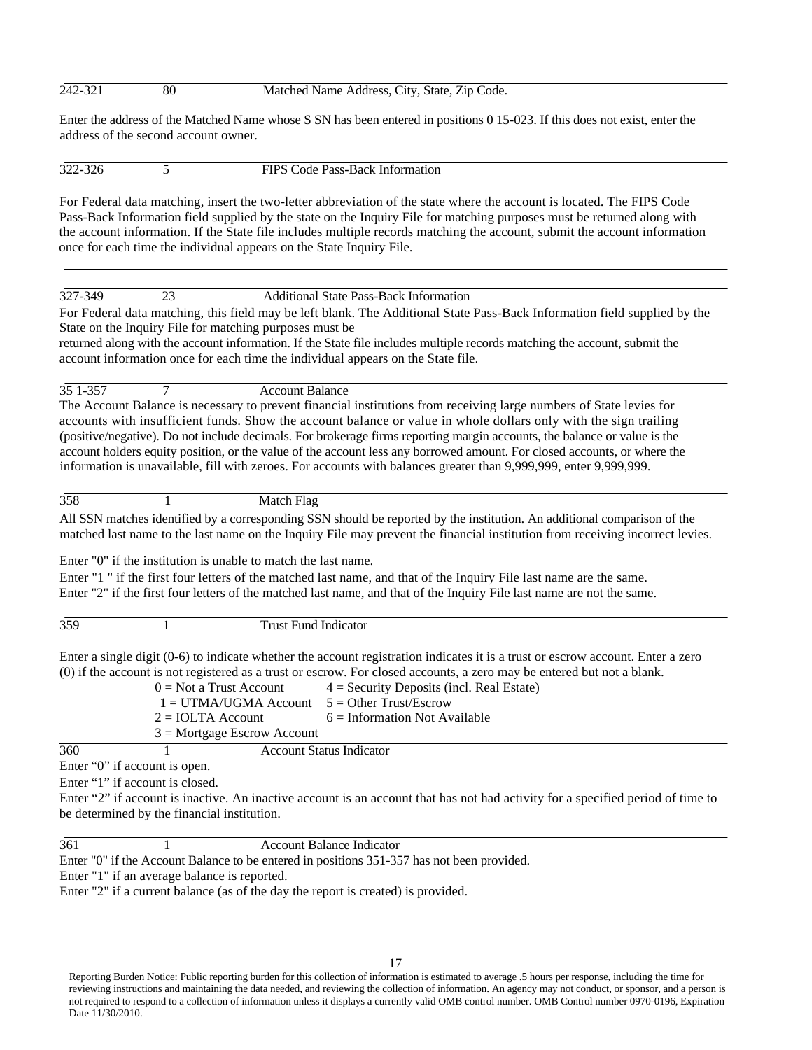242-321 80 Matched Name Address, City, State, Zip Code.

Enter the address of the Matched Name whose S SN has been entered in positions 0 15-023. If this does not exist, enter the address of the second account owner.

322-326 5 FIPS Code Pass-Back Information

For Federal data matching, insert the two-letter abbreviation of the state where the account is located. The FIPS Code Pass-Back Information field supplied by the state on the Inquiry File for matching purposes must be returned along with the account information. If the State file includes multiple records matching the account, submit the account information once for each time the individual appears on the State Inquiry File.

327-349 23 Additional State Pass-Back Information

For Federal data matching, this field may be left blank. The Additional State Pass-Back Information field supplied by the State on the Inquiry File for matching purposes must be returned along with the account information. If the State file includes multiple records matching the account, submit the account information once for each time the individual appears on the State file.

35 1-357 7 Account Balance

The Account Balance is necessary to prevent financial institutions from receiving large numbers of State levies for accounts with insufficient funds. Show the account balance or value in whole dollars only with the sign trailing (positive/negative). Do not include decimals. For brokerage firms reporting margin accounts, the balance or value is the account holders equity position, or the value of the account less any borrowed amount. For closed accounts, or where the information is unavailable, fill with zeroes. For accounts with balances greater than 9,999,999, enter 9,999,999.

358 1 Match Flag

All SSN matches identified by a corresponding SSN should be reported by the institution. An additional comparison of the matched last name to the last name on the Inquiry File may prevent the financial institution from receiving incorrect levies.

Enter "0" if the institution is unable to match the last name.
Enter "1 " if the first four letters of the matched last name, and that of the Inquiry File last name are the same.
Enter "2" if the first four letters of the matched last name, and that of the Inquiry File last name are not the same.

359 1 Trust Fund Indicator

Enter a single digit (0-6) to indicate whether the account registration indicates it is a trust or escrow account. Enter a zero (0) if the account is not registered as a trust or escrow. For closed accounts, a zero may be entered but not a blank.

- 0 = Not a Trust Account
- 1 = UTMA/UGMA Account
- 2 = IOLTA Account
- 3 = Mortgage Escrow Account
- 4 = Security Deposits (incl. Real Estate)
- 5 = Other Trust/Escrow
- 6 = Information Not Available

360 1 Account Status Indicator

Enter "0" if account is open.
Enter "1" if account is closed.
Enter "2" if account is inactive. An inactive account is an account that has not had activity for a specified period of time to be determined by the financial institution.

361 1 Account Balance Indicator

Enter "0" if the Account Balance to be entered in positions 351-357 has not been provided.
Enter "1" if an average balance is reported.
Enter "2" if a current balance (as of the day the report is created) is provided.

Reporting Burden Notice: Public reporting burden for this collection of information is estimated to average .5 hours per response, including the time for reviewing instructions and maintaining the data needed, and reviewing the collection of information. An agency may not conduct, or sponsor, and a person is not required to respond to a collection of information unless it displays a currently valid OMB control number. OMB Control number 0970-0196, Expiration Date 11/30/2010.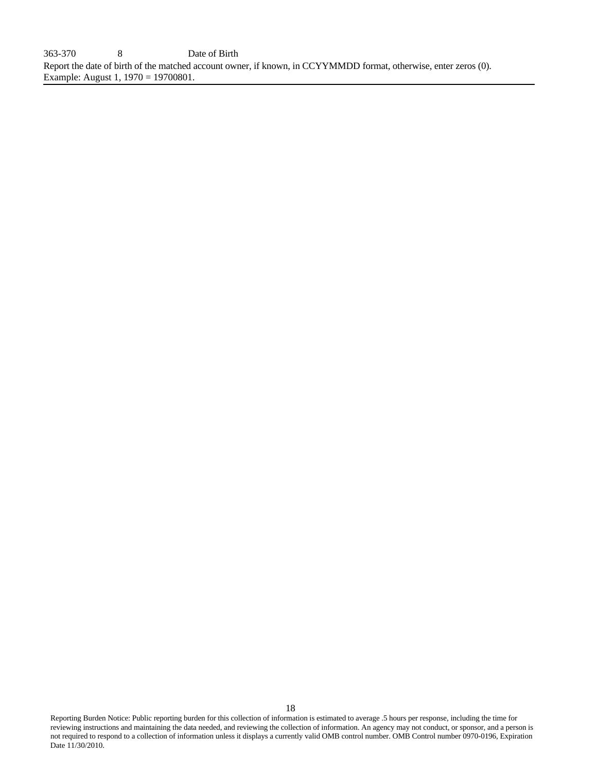| 363-370 | 8 | Date of Birth |
|---|---|---|

Report the date of birth of the matched account owner, if known, in CCYYMMDD format, otherwise, enter zeros (0). Example: August 1, 1970 = 19700801.

Reporting Burden Notice: Public reporting burden for this collection of information is estimated to average .5 hours per response, including the time for reviewing instructions and maintaining the data needed, and reviewing the collection of information. An agency may not conduct, or sponsor, and a person is not required to respond to a collection of information unless it displays a currently valid OMB control number. OMB Control number 0970-0196, Expiration Date 11/30/2010.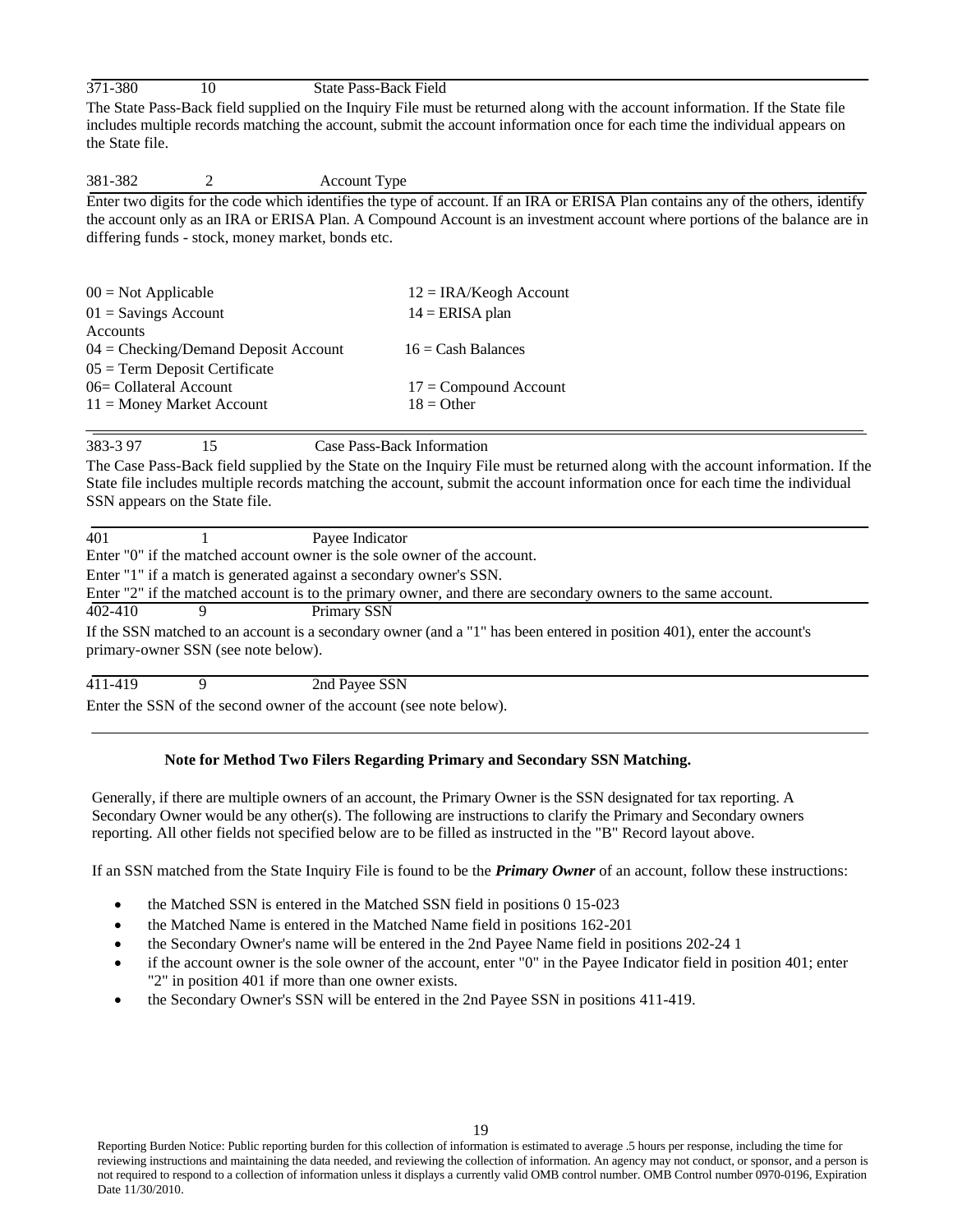371-380 &nbsp;&nbsp;&nbsp; 10 &nbsp;&nbsp;&nbsp; State Pass-Back Field

The State Pass-Back field supplied on the Inquiry File must be returned along with the account information. If the State file includes multiple records matching the account, submit the account information once for each time the individual appears on the State file.

381-382 &nbsp;&nbsp;&nbsp; 2 &nbsp;&nbsp;&nbsp; Account Type

Enter two digits for the code which identifies the type of account. If an IRA or ERISA Plan contains any of the others, identify the account only as an IRA or ERISA Plan. A Compound Account is an investment account where portions of the balance are in differing funds - stock, money market, bonds etc.

| | |
|---|---|
| 00 = Not Applicable | 12 = IRA/Keogh Account |
| 01 = Savings Account Accounts | 14 = ERISA plan |
| 04 = Checking/Demand Deposit Account | 16 = Cash Balances |
| 05 = Term Deposit Certificate | |
| 06= Collateral Account | 17 = Compound Account |
| 11 = Money Market Account | 18 = Other |

383-3 97 &nbsp;&nbsp;&nbsp; 15 &nbsp;&nbsp;&nbsp; Case Pass-Back Information

The Case Pass-Back field supplied by the State on the Inquiry File must be returned along with the account information. If the State file includes multiple records matching the account, submit the account information once for each time the individual SSN appears on the State file.

401 &nbsp;&nbsp;&nbsp; 1 &nbsp;&nbsp;&nbsp; Payee Indicator

Enter "0" if the matched account owner is the sole owner of the account.

Enter "1" if a match is generated against a secondary owner's SSN.

Enter "2" if the matched account is to the primary owner, and there are secondary owners to the same account.

402-410 &nbsp;&nbsp;&nbsp; 9 &nbsp;&nbsp;&nbsp; Primary SSN

If the SSN matched to an account is a secondary owner (and a "1" has been entered in position 401), enter the account's primary-owner SSN (see note below).

411-419 &nbsp;&nbsp;&nbsp; 9 &nbsp;&nbsp;&nbsp; 2nd Payee SSN

Enter the SSN of the second owner of the account (see note below).

**Note for Method Two Filers Regarding Primary and Secondary SSN Matching.**

Generally, if there are multiple owners of an account, the Primary Owner is the SSN designated for tax reporting. A Secondary Owner would be any other(s). The following are instructions to clarify the Primary and Secondary owners reporting. All other fields not specified below are to be filled as instructed in the "B" Record layout above.

If an SSN matched from the State Inquiry File is found to be the ***Primary Owner*** of an account, follow these instructions:

- the Matched SSN is entered in the Matched SSN field in positions 0 15-023
- the Matched Name is entered in the Matched Name field in positions 162-201
- the Secondary Owner's name will be entered in the 2nd Payee Name field in positions 202-24 1
- if the account owner is the sole owner of the account, enter "0" in the Payee Indicator field in position 401; enter "2" in position 401 if more than one owner exists.
- the Secondary Owner's SSN will be entered in the 2nd Payee SSN in positions 411-419.

Reporting Burden Notice: Public reporting burden for this collection of information is estimated to average .5 hours per response, including the time for reviewing instructions and maintaining the data needed, and reviewing the collection of information. An agency may not conduct, or sponsor, and a person is not required to respond to a collection of information unless it displays a currently valid OMB control number. OMB Control number 0970-0196, Expiration Date 11/30/2010.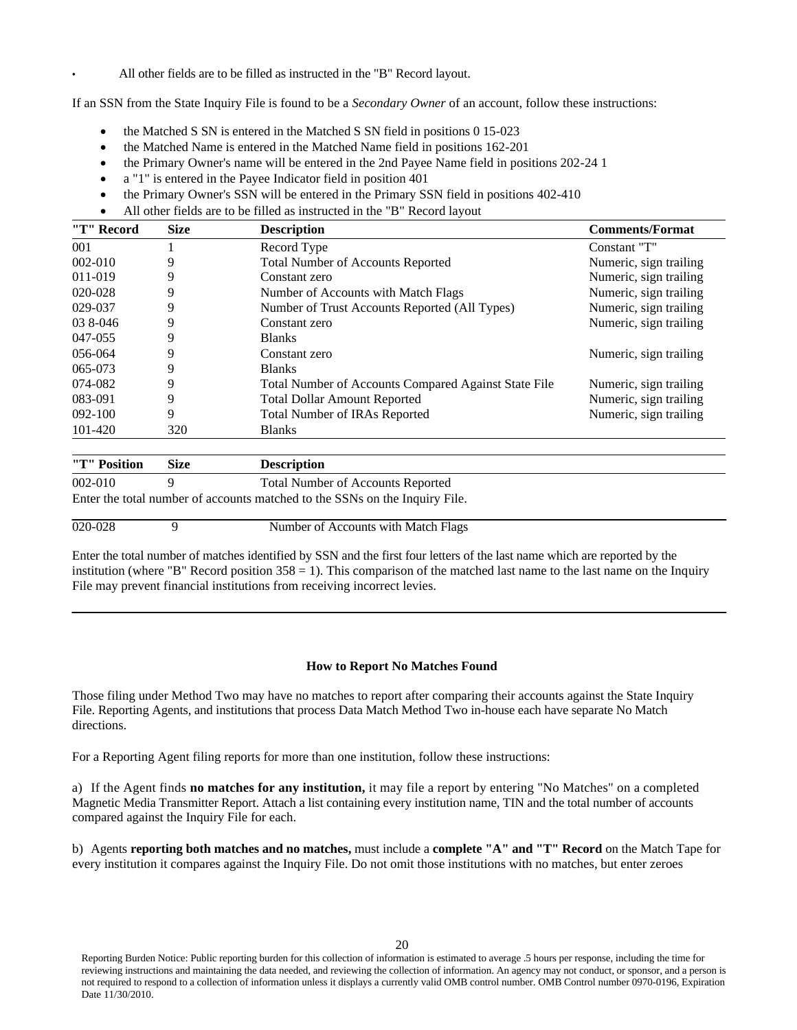- All other fields are to be filled as instructed in the "B" Record layout.

If an SSN from the State Inquiry File is found to be a *Secondary Owner* of an account, follow these instructions:

- the Matched S SN is entered in the Matched S SN field in positions 0 15-023
- the Matched Name is entered in the Matched Name field in positions 162-201
- the Primary Owner's name will be entered in the 2nd Payee Name field in positions 202-24 1
- a "1" is entered in the Payee Indicator field in position 401
- the Primary Owner's SSN will be entered in the Primary SSN field in positions 402-410
- All other fields are to be filled as instructed in the "B" Record layout

| "T" Record | Size | Description | Comments/Format |
|---|---|---|---|
| 001 | 1 | Record Type | Constant "T" |
| 002-010 | 9 | Total Number of Accounts Reported | Numeric, sign trailing |
| 011-019 | 9 | Constant zero | Numeric, sign trailing |
| 020-028 | 9 | Number of Accounts with Match Flags | Numeric, sign trailing |
| 029-037 | 9 | Number of Trust Accounts Reported (All Types) | Numeric, sign trailing |
| 03 8-046 | 9 | Constant zero | Numeric, sign trailing |
| 047-055 | 9 | Blanks | |
| 056-064 | 9 | Constant zero | Numeric, sign trailing |
| 065-073 | 9 | Blanks | |
| 074-082 | 9 | Total Number of Accounts Compared Against State File | Numeric, sign trailing |
| 083-091 | 9 | Total Dollar Amount Reported | Numeric, sign trailing |
| 092-100 | 9 | Total Number of IRAs Reported | Numeric, sign trailing |
| 101-420 | 320 | Blanks | |

| "T" Position | Size | Description |
|---|---|---|
| 002-010 | 9 | Total Number of Accounts Reported |

Enter the total number of accounts matched to the SSNs on the Inquiry File.

| | | |
|---|---|---|
| 020-028 | 9 | Number of Accounts with Match Flags |

Enter the total number of matches identified by SSN and the first four letters of the last name which are reported by the institution (where "B" Record position 358 = 1). This comparison of the matched last name to the last name on the Inquiry File may prevent financial institutions from receiving incorrect levies.

### How to Report No Matches Found

Those filing under Method Two may have no matches to report after comparing their accounts against the State Inquiry File. Reporting Agents, and institutions that process Data Match Method Two in-house each have separate No Match directions.

For a Reporting Agent filing reports for more than one institution, follow these instructions:

a) If the Agent finds **no matches for any institution,** it may file a report by entering "No Matches" on a completed Magnetic Media Transmitter Report. Attach a list containing every institution name, TIN and the total number of accounts compared against the Inquiry File for each.

b) Agents **reporting both matches and no matches,** must include a **complete "A" and "T" Record** on the Match Tape for every institution it compares against the Inquiry File. Do not omit those institutions with no matches, but enter zeroes

Reporting Burden Notice: Public reporting burden for this collection of information is estimated to average .5 hours per response, including the time for reviewing instructions and maintaining the data needed, and reviewing the collection of information. An agency may not conduct, or sponsor, and a person is not required to respond to a collection of information unless it displays a currently valid OMB control number. OMB Control number 0970-0196, Expiration Date 11/30/2010.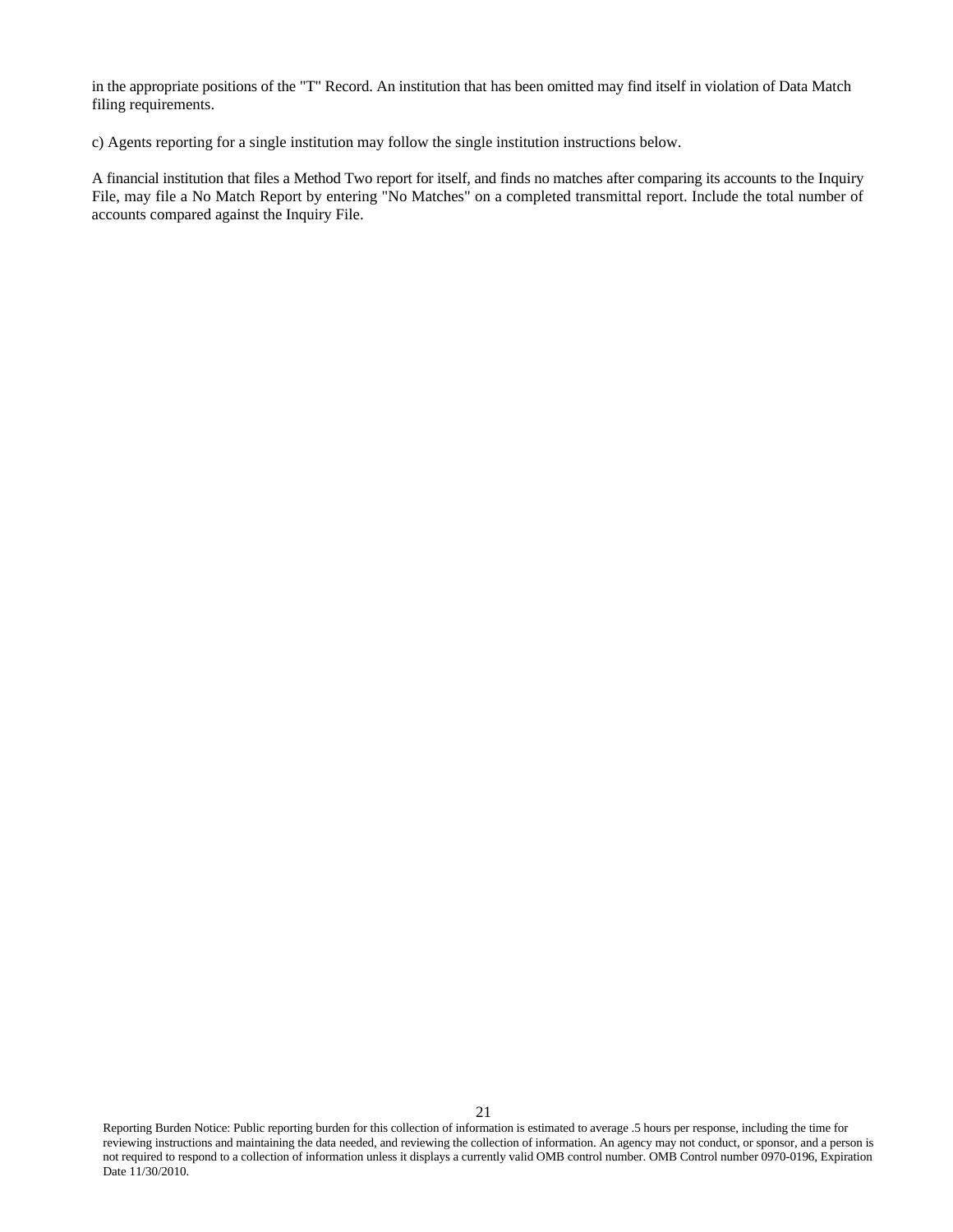in the appropriate positions of the "T" Record. An institution that has been omitted may find itself in violation of Data Match filing requirements.

c) Agents reporting for a single institution may follow the single institution instructions below.

A financial institution that files a Method Two report for itself, and finds no matches after comparing its accounts to the Inquiry File, may file a No Match Report by entering "No Matches" on a completed transmittal report. Include the total number of accounts compared against the Inquiry File.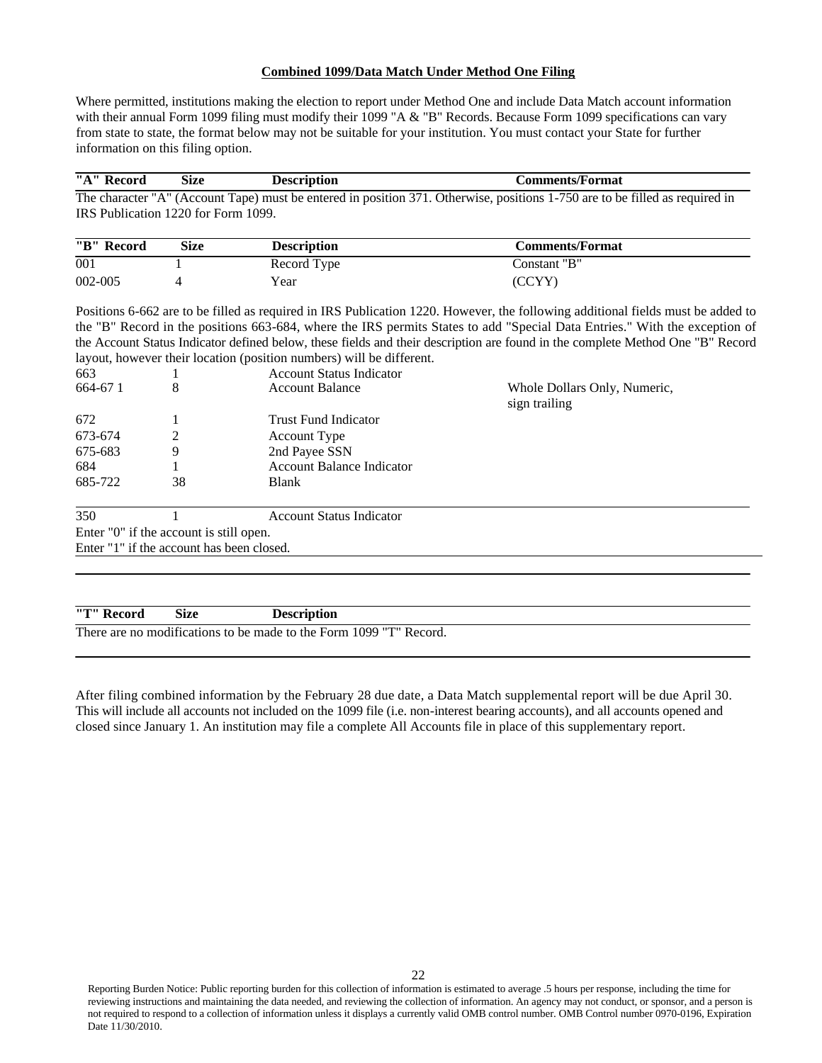**Combined 1099/Data Match Under Method One Filing**

Where permitted, institutions making the election to report under Method One and include Data Match account information with their annual Form 1099 filing must modify their 1099 "A & "B" Records. Because Form 1099 specifications can vary from state to state, the format below may not be suitable for your institution. You must contact your State for further information on this filing option.

| "A" Record | Size | Description | Comments/Format |
|---|---|---|---|

The character "A" (Account Tape) must be entered in position 371. Otherwise, positions 1-750 are to be filled as required in IRS Publication 1220 for Form 1099.

| "B" Record | Size | Description | Comments/Format |
|---|---|---|---|
| 001 | 1 | Record Type | Constant "B" |
| 002-005 | 4 | Year | (CCYY) |

Positions 6-662 are to be filled as required in IRS Publication 1220. However, the following additional fields must be added to the "B" Record in the positions 663-684, where the IRS permits States to add "Special Data Entries." With the exception of the Account Status Indicator defined below, these fields and their description are found in the complete Method One "B" Record layout, however their location (position numbers) will be different.

| | | | |
|---|---|---|---|
| 663 | 1 | Account Status Indicator | |
| 664-67 1 | 8 | Account Balance | Whole Dollars Only, Numeric, sign trailing |
| 672 | 1 | Trust Fund Indicator | |
| 673-674 | 2 | Account Type | |
| 675-683 | 9 | 2nd Payee SSN | |
| 684 | 1 | Account Balance Indicator | |
| 685-722 | 38 | Blank | |

| | | | |
|---|---|---|---|
| 350 | 1 | Account Status Indicator | |

Enter "0" if the account is still open.
Enter "1" if the account has been closed.

| "T" Record | Size | Description |
|---|---|---|

There are no modifications to be made to the Form 1099 "T" Record.

After filing combined information by the February 28 due date, a Data Match supplemental report will be due April 30. This will include all accounts not included on the 1099 file (i.e. non-interest bearing accounts), and all accounts opened and closed since January 1. An institution may file a complete All Accounts file in place of this supplementary report.

Reporting Burden Notice: Public reporting burden for this collection of information is estimated to average .5 hours per response, including the time for reviewing instructions and maintaining the data needed, and reviewing the collection of information. An agency may not conduct, or sponsor, and a person is not required to respond to a collection of information unless it displays a currently valid OMB control number. OMB Control number 0970-0196, Expiration Date 11/30/2010.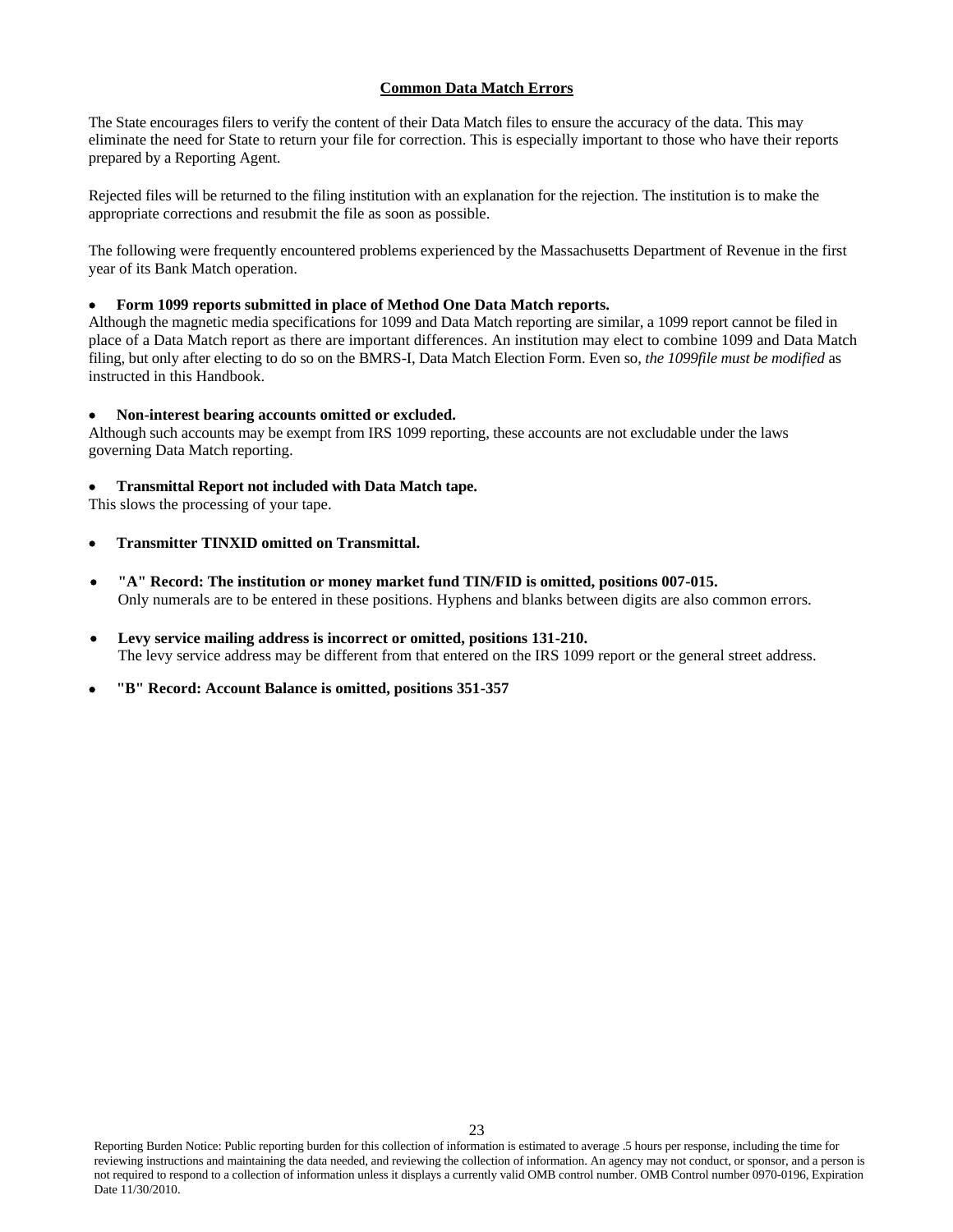## Common Data Match Errors

The State encourages filers to verify the content of their Data Match files to ensure the accuracy of the data. This may eliminate the need for State to return your file for correction. This is especially important to those who have their reports prepared by a Reporting Agent.

Rejected files will be returned to the filing institution with an explanation for the rejection. The institution is to make the appropriate corrections and resubmit the file as soon as possible.

The following were frequently encountered problems experienced by the Massachusetts Department of Revenue in the first year of its Bank Match operation.

- **Form 1099 reports submitted in place of Method One Data Match reports.**

Although the magnetic media specifications for 1099 and Data Match reporting are similar, a 1099 report cannot be filed in place of a Data Match report as there are important differences. An institution may elect to combine 1099 and Data Match filing, but only after electing to do so on the BMRS-I, Data Match Election Form. Even so, *the 1099file must be modified* as instructed in this Handbook.

- **Non-interest bearing accounts omitted or excluded.**

Although such accounts may be exempt from IRS 1099 reporting, these accounts are not excludable under the laws governing Data Match reporting.

- **Transmittal Report not included with Data Match tape.**

This slows the processing of your tape.

- **Transmitter TINXID omitted on Transmittal.**

- **"A" Record: The institution or money market fund TIN/FID is omitted, positions 007-015.**
  Only numerals are to be entered in these positions. Hyphens and blanks between digits are also common errors.

- **Levy service mailing address is incorrect or omitted, positions 131-210.**
  The levy service address may be different from that entered on the IRS 1099 report or the general street address.

- **"B" Record: Account Balance is omitted, positions 351-357**

Reporting Burden Notice: Public reporting burden for this collection of information is estimated to average .5 hours per response, including the time for reviewing instructions and maintaining the data needed, and reviewing the collection of information. An agency may not conduct, or sponsor, and a person is not required to respond to a collection of information unless it displays a currently valid OMB control number. OMB Control number 0970-0196, Expiration Date 11/30/2010.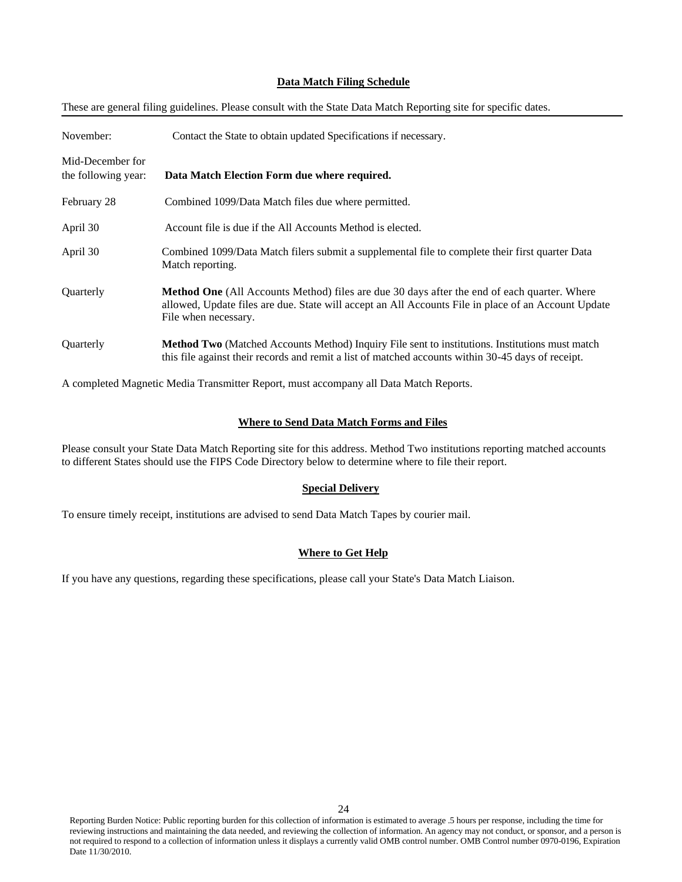## Data Match Filing Schedule

These are general filing guidelines. Please consult with the State Data Match Reporting site for specific dates.

| | |
|---|---|
| November: | Contact the State to obtain updated Specifications if necessary. |
| Mid-December for the following year: | **Data Match Election Form due where required.** |
| February 28 | Combined 1099/Data Match files due where permitted. |
| April 30 | Account file is due if the All Accounts Method is elected. |
| April 30 | Combined 1099/Data Match filers submit a supplemental file to complete their first quarter Data Match reporting. |
| Quarterly | **Method One** (All Accounts Method) files are due 30 days after the end of each quarter. Where allowed, Update files are due. State will accept an All Accounts File in place of an Account Update File when necessary. |
| Quarterly | **Method Two** (Matched Accounts Method) Inquiry File sent to institutions. Institutions must match this file against their records and remit a list of matched accounts within 30-45 days of receipt. |

A completed Magnetic Media Transmitter Report, must accompany all Data Match Reports.

## Where to Send Data Match Forms and Files

Please consult your State Data Match Reporting site for this address. Method Two institutions reporting matched accounts to different States should use the FIPS Code Directory below to determine where to file their report.

## Special Delivery

To ensure timely receipt, institutions are advised to send Data Match Tapes by courier mail.

## Where to Get Help

If you have any questions, regarding these specifications, please call your State's Data Match Liaison.

Reporting Burden Notice: Public reporting burden for this collection of information is estimated to average .5 hours per response, including the time for reviewing instructions and maintaining the data needed, and reviewing the collection of information. An agency may not conduct, or sponsor, and a person is not required to respond to a collection of information unless it displays a currently valid OMB control number. OMB Control number 0970-0196, Expiration Date 11/30/2010.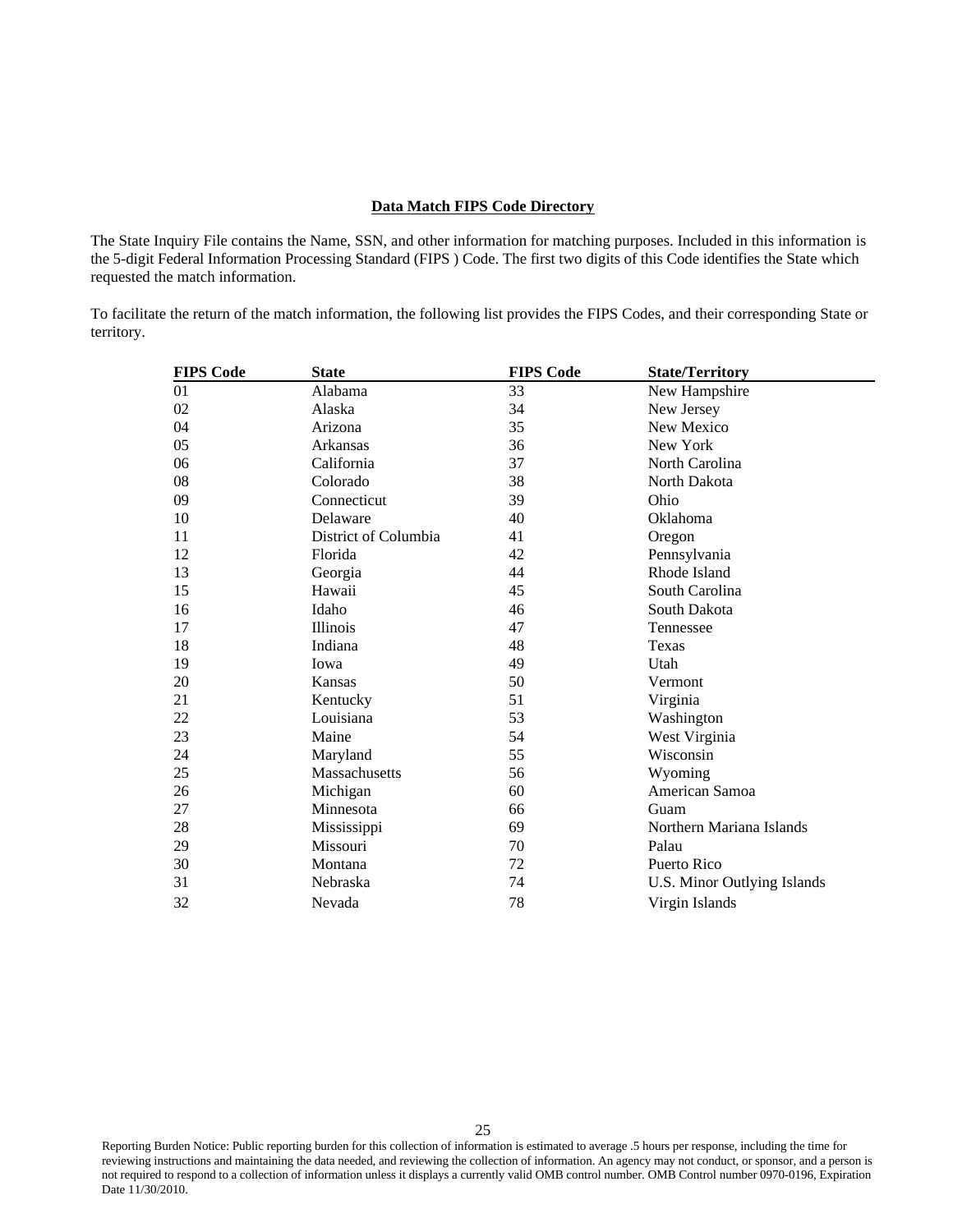**Data Match FIPS Code Directory**

The State Inquiry File contains the Name, SSN, and other information for matching purposes. Included in this information is the 5-digit Federal Information Processing Standard (FIPS ) Code. The first two digits of this Code identifies the State which requested the match information.

To facilitate the return of the match information, the following list provides the FIPS Codes, and their corresponding State or territory.

| FIPS Code | State | FIPS Code | State/Territory |
|---|---|---|---|
| 01 | Alabama | 33 | New Hampshire |
| 02 | Alaska | 34 | New Jersey |
| 04 | Arizona | 35 | New Mexico |
| 05 | Arkansas | 36 | New York |
| 06 | California | 37 | North Carolina |
| 08 | Colorado | 38 | North Dakota |
| 09 | Connecticut | 39 | Ohio |
| 10 | Delaware | 40 | Oklahoma |
| 11 | District of Columbia | 41 | Oregon |
| 12 | Florida | 42 | Pennsylvania |
| 13 | Georgia | 44 | Rhode Island |
| 15 | Hawaii | 45 | South Carolina |
| 16 | Idaho | 46 | South Dakota |
| 17 | Illinois | 47 | Tennessee |
| 18 | Indiana | 48 | Texas |
| 19 | Iowa | 49 | Utah |
| 20 | Kansas | 50 | Vermont |
| 21 | Kentucky | 51 | Virginia |
| 22 | Louisiana | 53 | Washington |
| 23 | Maine | 54 | West Virginia |
| 24 | Maryland | 55 | Wisconsin |
| 25 | Massachusetts | 56 | Wyoming |
| 26 | Michigan | 60 | American Samoa |
| 27 | Minnesota | 66 | Guam |
| 28 | Mississippi | 69 | Northern Mariana Islands |
| 29 | Missouri | 70 | Palau |
| 30 | Montana | 72 | Puerto Rico |
| 31 | Nebraska | 74 | U.S. Minor Outlying Islands |
| 32 | Nevada | 78 | Virgin Islands |

Reporting Burden Notice: Public reporting burden for this collection of information is estimated to average .5 hours per response, including the time for reviewing instructions and maintaining the data needed, and reviewing the collection of information. An agency may not conduct, or sponsor, and a person is not required to respond to a collection of information unless it displays a currently valid OMB control number. OMB Control number 0970-0196, Expiration Date 11/30/2010.